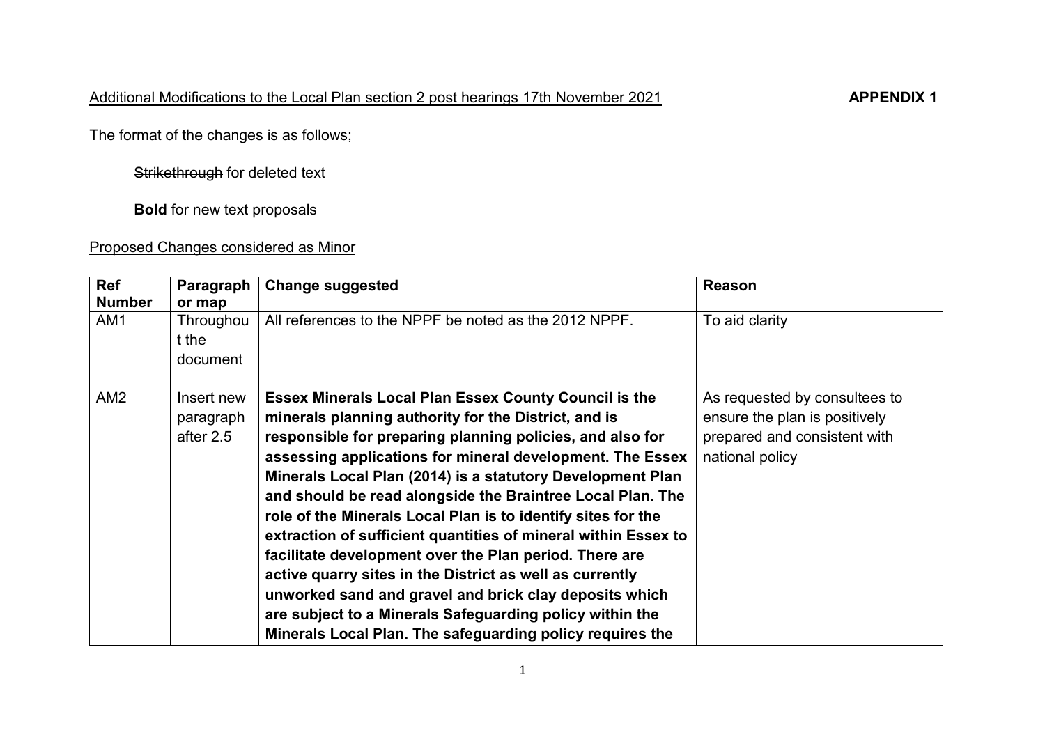<u>Additional Modifications to the Local Plan section 2 post hearings 17th November 2021</u> **APPENDIX 1**

The format of the changes is as follows;

~~Strikethrough~~ for deleted text

**Bold** for new text proposals

<u>Proposed Changes considered as Minor</u>

| Ref Number | Paragraph or map | Change suggested | Reason |
|---|---|---|---|
| AM1 | Throughout the document | All references to the NPPF be noted as the 2012 NPPF. | To aid clarity |
| AM2 | Insert new paragraph after 2.5 | **Essex Minerals Local Plan Essex County Council is the minerals planning authority for the District, and is responsible for preparing planning policies, and also for assessing applications for mineral development. The Essex Minerals Local Plan (2014) is a statutory Development Plan and should be read alongside the Braintree Local Plan. The role of the Minerals Local Plan is to identify sites for the extraction of sufficient quantities of mineral within Essex to facilitate development over the Plan period. There are active quarry sites in the District as well as currently unworked sand and gravel and brick clay deposits which are subject to a Minerals Safeguarding policy within the Minerals Local Plan. The safeguarding policy requires the** | As requested by consultees to ensure the plan is positively prepared and consistent with national policy |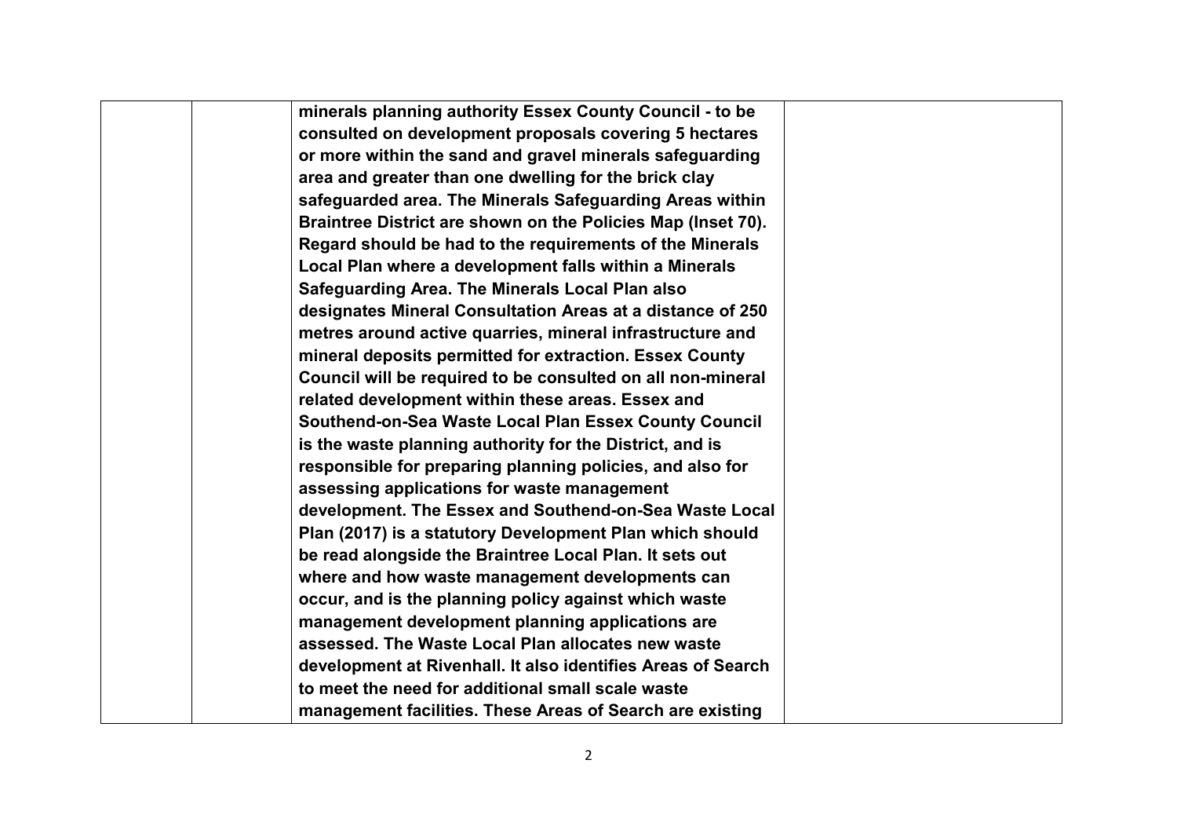|  |  | minerals planning authority Essex County Council - to be consulted on development proposals covering 5 hectares or more within the sand and gravel minerals safeguarding area and greater than one dwelling for the brick clay safeguarded area. The Minerals Safeguarding Areas within Braintree District are shown on the Policies Map (Inset 70). Regard should be had to the requirements of the Minerals Local Plan where a development falls within a Minerals Safeguarding Area. The Minerals Local Plan also designates Mineral Consultation Areas at a distance of 250 metres around active quarries, mineral infrastructure and mineral deposits permitted for extraction. Essex County Council will be required to be consulted on all non-mineral related development within these areas. Essex and Southend-on-Sea Waste Local Plan Essex County Council is the waste planning authority for the District, and is responsible for preparing planning policies, and also for assessing applications for waste management development. The Essex and Southend-on-Sea Waste Local Plan (2017) is a statutory Development Plan which should be read alongside the Braintree Local Plan. It sets out where and how waste management developments can occur, and is the planning policy against which waste management development planning applications are assessed. The Waste Local Plan allocates new waste development at Rivenhall. It also identifies Areas of Search to meet the need for additional small scale waste management facilities. These Areas of Search are existing |  |
|---|---|---|---|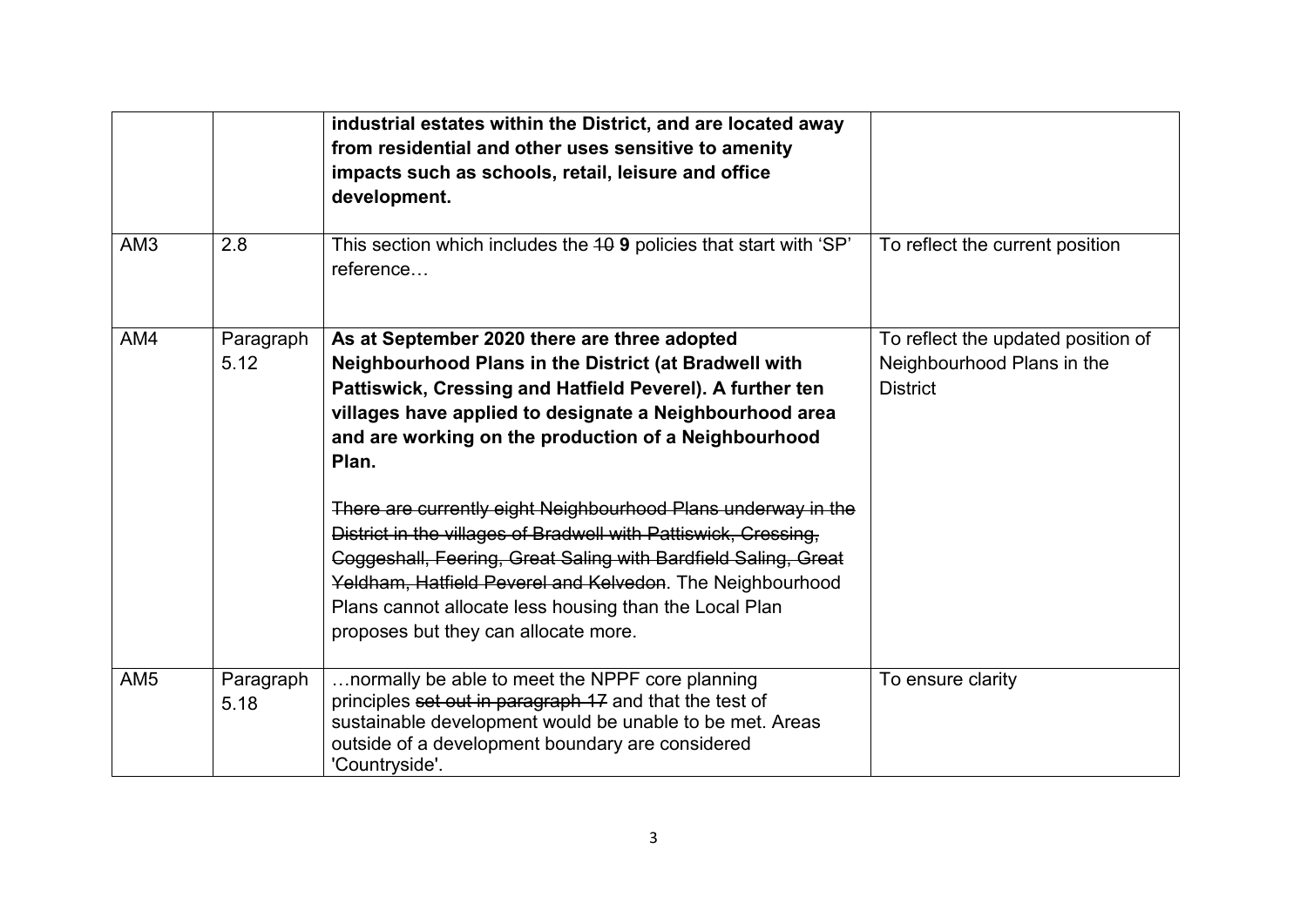| | | | |
|---|---|---|---|
| | | **industrial estates within the District, and are located away from residential and other uses sensitive to amenity impacts such as schools, retail, leisure and office development.** | |
| AM3 | 2.8 | This section which includes the ~~10~~ **9** policies that start with 'SP' reference… | To reflect the current position |
| AM4 | Paragraph 5.12 | **As at September 2020 there are three adopted Neighbourhood Plans in the District (at Bradwell with Pattiswick, Cressing and Hatfield Peverel). A further ten villages have applied to designate a Neighbourhood area and are working on the production of a Neighbourhood Plan.**<br><br>~~There are currently eight Neighbourhood Plans underway in the District in the villages of Bradwell with Pattiswick, Cressing, Coggeshall, Feering, Great Saling with Bardfield Saling, Great Yeldham, Hatfield Peverel and Kelvedon~~. The Neighbourhood Plans cannot allocate less housing than the Local Plan proposes but they can allocate more. | To reflect the updated position of Neighbourhood Plans in the District |
| AM5 | Paragraph 5.18 | …normally be able to meet the NPPF core planning principles ~~set out in paragraph 17~~ and that the test of sustainable development would be unable to be met. Areas outside of a development boundary are considered 'Countryside'. | To ensure clarity |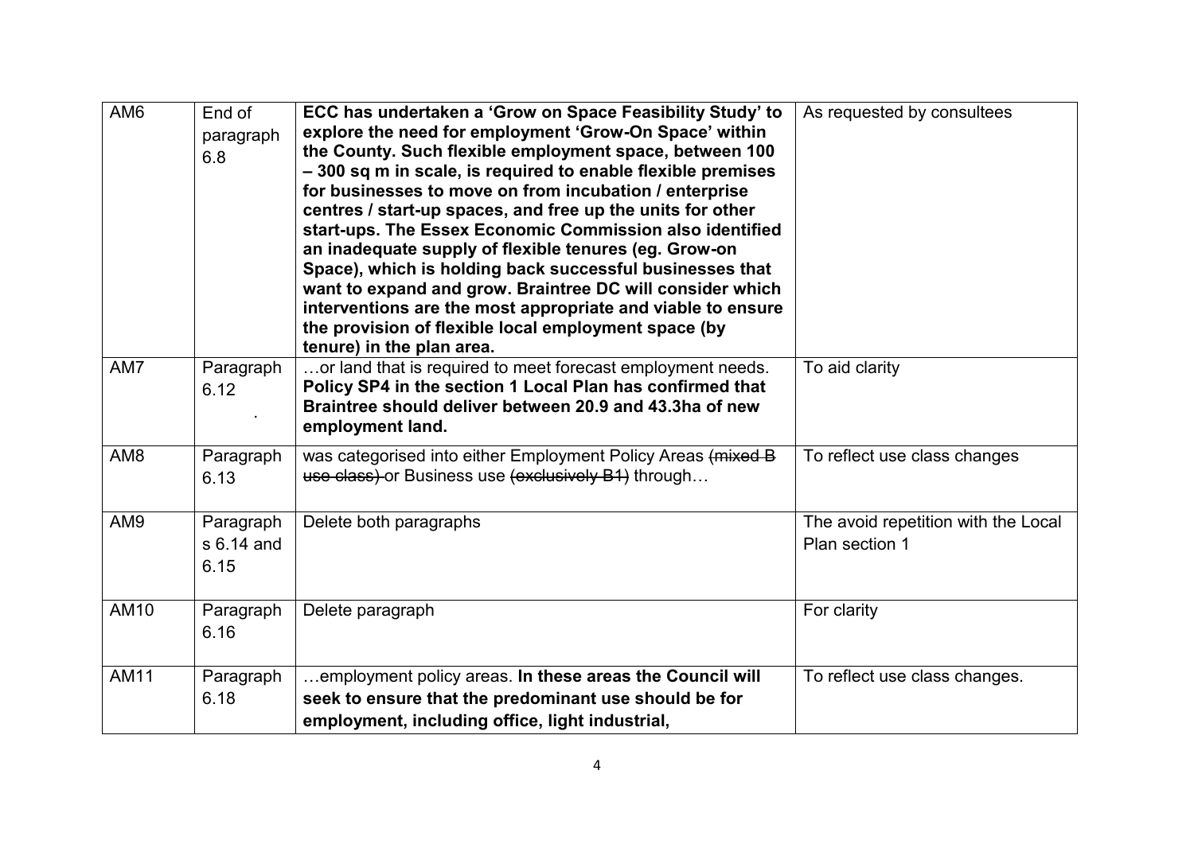| | | | |
|---|---|---|---|
| AM6 | End of paragraph 6.8 | **ECC has undertaken a 'Grow on Space Feasibility Study' to explore the need for employment 'Grow-On Space' within the County. Such flexible employment space, between 100 – 300 sq m in scale, is required to enable flexible premises for businesses to move on from incubation / enterprise centres / start-up spaces, and free up the units for other start-ups. The Essex Economic Commission also identified an inadequate supply of flexible tenures (eg. Grow-on Space), which is holding back successful businesses that want to expand and grow. Braintree DC will consider which interventions are the most appropriate and viable to ensure the provision of flexible local employment space (by tenure) in the plan area.** | As requested by consultees |
| AM7 | Paragraph 6.12 . | …or land that is required to meet forecast employment needs. **Policy SP4 in the section 1 Local Plan has confirmed that Braintree should deliver between 20.9 and 43.3ha of new employment land.** | To aid clarity |
| AM8 | Paragraph 6.13 | was categorised into either Employment Policy Areas ~~(mixed B use class)~~ or Business use ~~(exclusively B1)~~ through… | To reflect use class changes |
| AM9 | Paragraphs 6.14 and 6.15 | Delete both paragraphs | The avoid repetition with the Local Plan section 1 |
| AM10 | Paragraph 6.16 | Delete paragraph | For clarity |
| AM11 | Paragraph 6.18 | …employment policy areas. **In these areas the Council will seek to ensure that the predominant use should be for employment, including office, light industrial,** | To reflect use class changes. |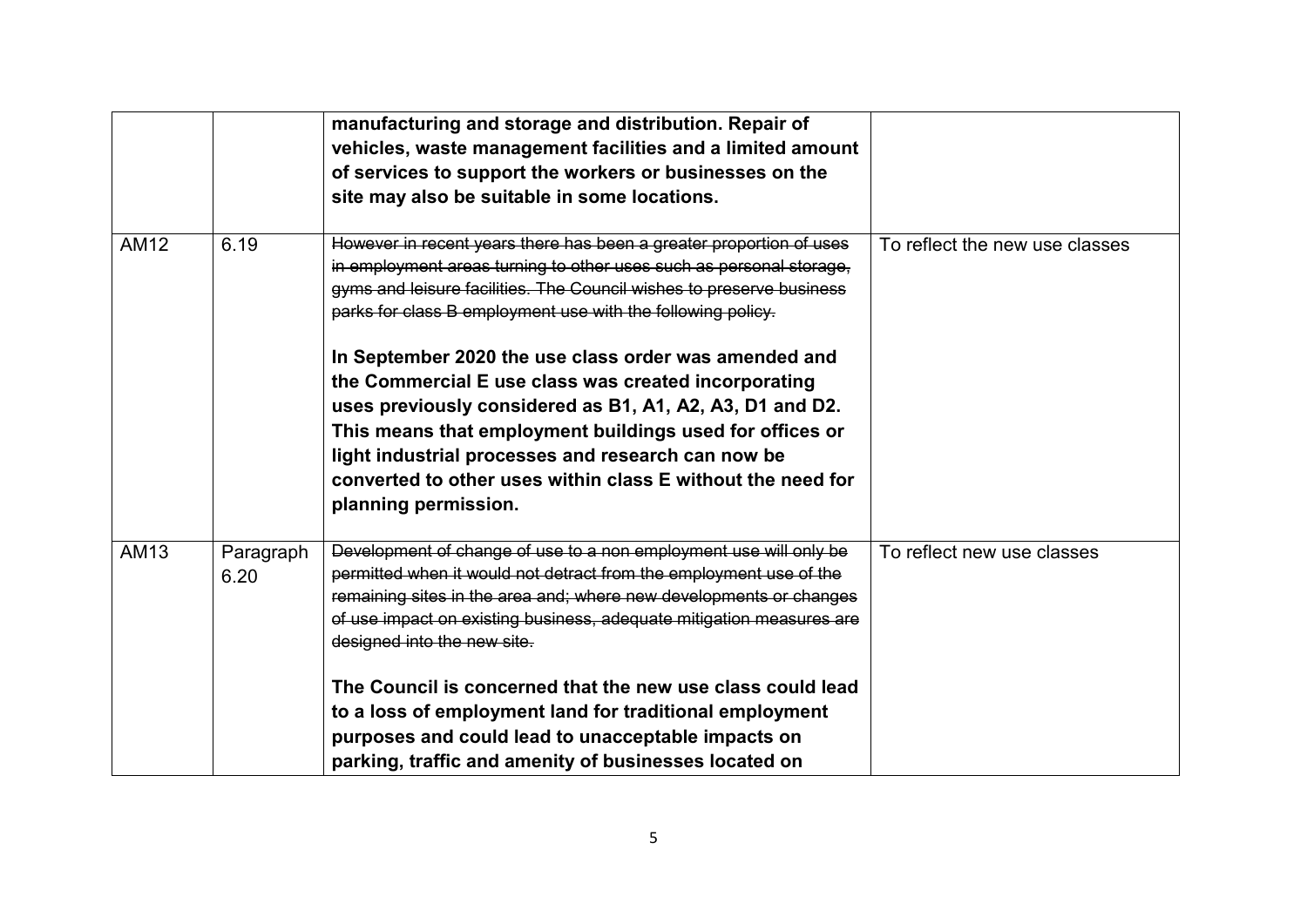| | | | |
|---|---|---|---|
| | | **manufacturing and storage and distribution. Repair of vehicles, waste management facilities and a limited amount of services to support the workers or businesses on the site may also be suitable in some locations.** | |
| AM12 | 6.19 | ~~However in recent years there has been a greater proportion of uses in employment areas turning to other uses such as personal storage, gyms and leisure facilities. The Council wishes to preserve business parks for class B employment use with the following policy.~~<br><br>**In September 2020 the use class order was amended and the Commercial E use class was created incorporating uses previously considered as B1, A1, A2, A3, D1 and D2. This means that employment buildings used for offices or light industrial processes and research can now be converted to other uses within class E without the need for planning permission.** | To reflect the new use classes |
| AM13 | Paragraph 6.20 | ~~Development of change of use to a non employment use will only be permitted when it would not detract from the employment use of the remaining sites in the area and; where new developments or changes of use impact on existing business, adequate mitigation measures are designed into the new site.~~<br><br>**The Council is concerned that the new use class could lead to a loss of employment land for traditional employment purposes and could lead to unacceptable impacts on parking, traffic and amenity of businesses located on** | To reflect new use classes |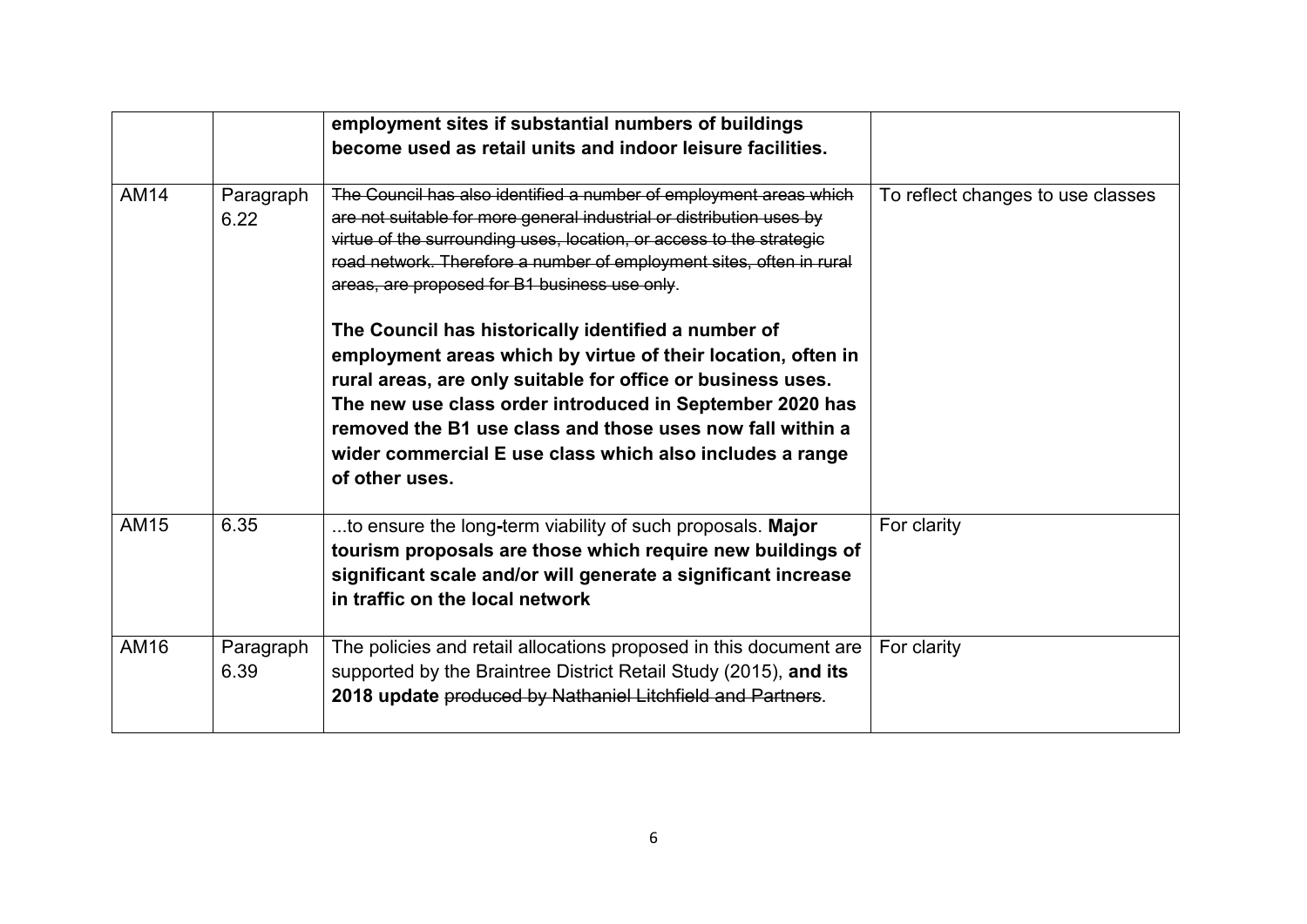| | | | |
|---|---|---|---|
| | | **employment sites if substantial numbers of buildings become used as retail units and indoor leisure facilities.** | |
| AM14 | Paragraph 6.22 | ~~The Council has also identified a number of employment areas which are not suitable for more general industrial or distribution uses by virtue of the surrounding uses, location, or access to the strategic road network. Therefore a number of employment sites, often in rural areas, are proposed for B1 business use only~~.<br><br>**The Council has historically identified a number of employment areas which by virtue of their location, often in rural areas, are only suitable for office or business uses. The new use class order introduced in September 2020 has removed the B1 use class and those uses now fall within a wider commercial E use class which also includes a range of other uses.** | To reflect changes to use classes |
| AM15 | 6.35 | ...to ensure the long-term viability of such proposals. **Major tourism proposals are those which require new buildings of significant scale and/or will generate a significant increase in traffic on the local network** | For clarity |
| AM16 | Paragraph 6.39 | The policies and retail allocations proposed in this document are supported by the Braintree District Retail Study (2015), **and its 2018 update** ~~produced by Nathaniel Litchfield and Partners~~. | For clarity |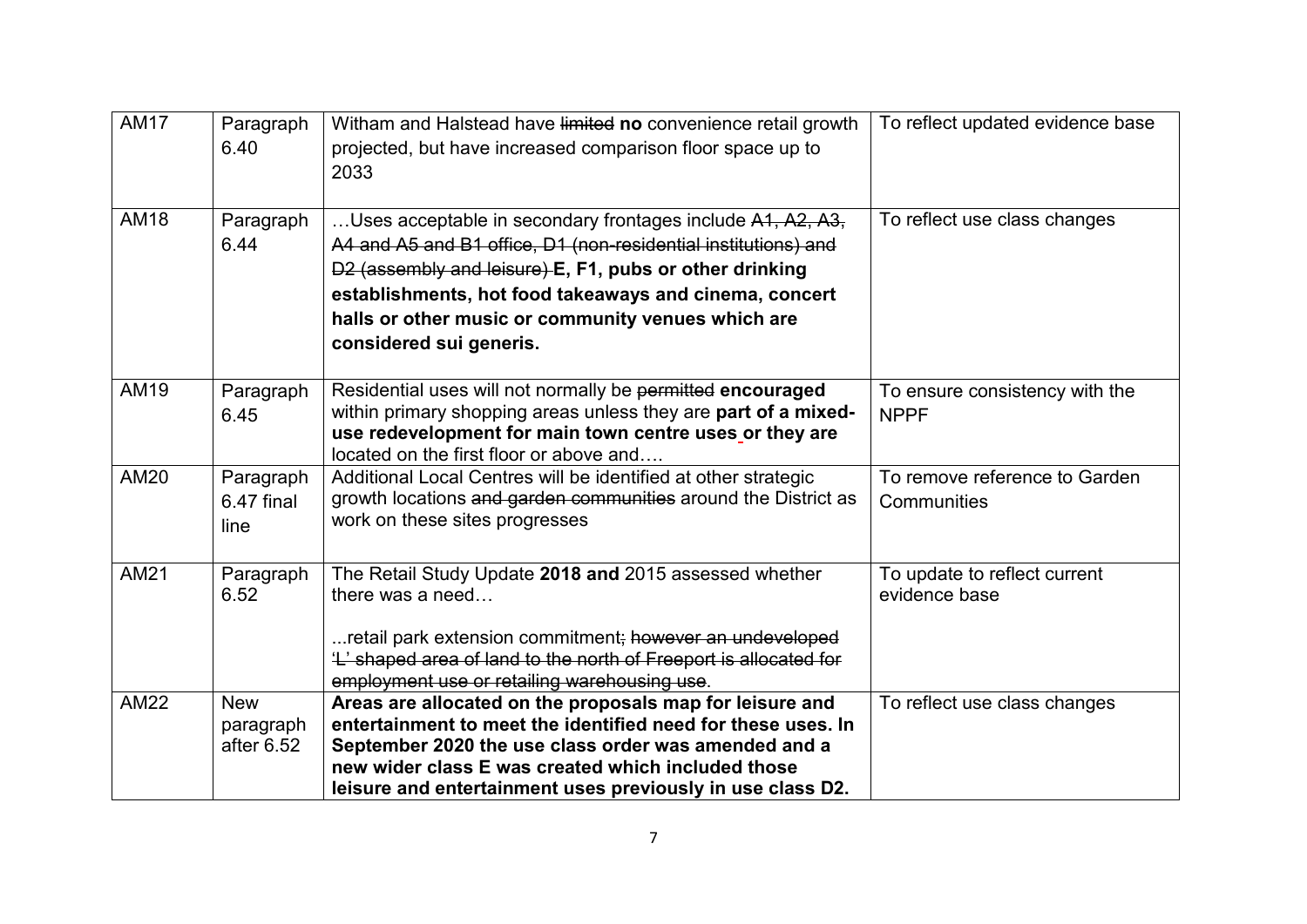| AM17 | Paragraph 6.40 | Witham and Halstead have ~~limited~~ **no** convenience retail growth projected, but have increased comparison floor space up to 2033 | To reflect updated evidence base |
|---|---|---|---|
| AM18 | Paragraph 6.44 | …Uses acceptable in secondary frontages include ~~A1, A2, A3, A4 and A5 and B1 office, D1 (non-residential institutions) and D2 (assembly and leisure)~~ **E, F1, pubs or other drinking establishments, hot food takeaways and cinema, concert halls or other music or community venues which are considered sui generis.** | To reflect use class changes |
| AM19 | Paragraph 6.45 | Residential uses will not normally be ~~permitted~~ **encouraged** within primary shopping areas unless they are **part of a mixed-use redevelopment for main town centre uses or they are** located on the first floor or above and…. | To ensure consistency with the NPPF |
| AM20 | Paragraph 6.47 final line | Additional Local Centres will be identified at other strategic growth locations ~~and garden communities~~ around the District as work on these sites progresses | To remove reference to Garden Communities |
| AM21 | Paragraph 6.52 | The Retail Study Update **2018 and** 2015 assessed whether there was a need…<br><br>...retail park extension commitment~~; however an undeveloped 'L' shaped area of land to the north of Freeport is allocated for employment use or retailing warehousing use~~. | To update to reflect current evidence base |
| AM22 | New paragraph after 6.52 | **Areas are allocated on the proposals map for leisure and entertainment to meet the identified need for these uses. In September 2020 the use class order was amended and a new wider class E was created which included those leisure and entertainment uses previously in use class D2.** | To reflect use class changes |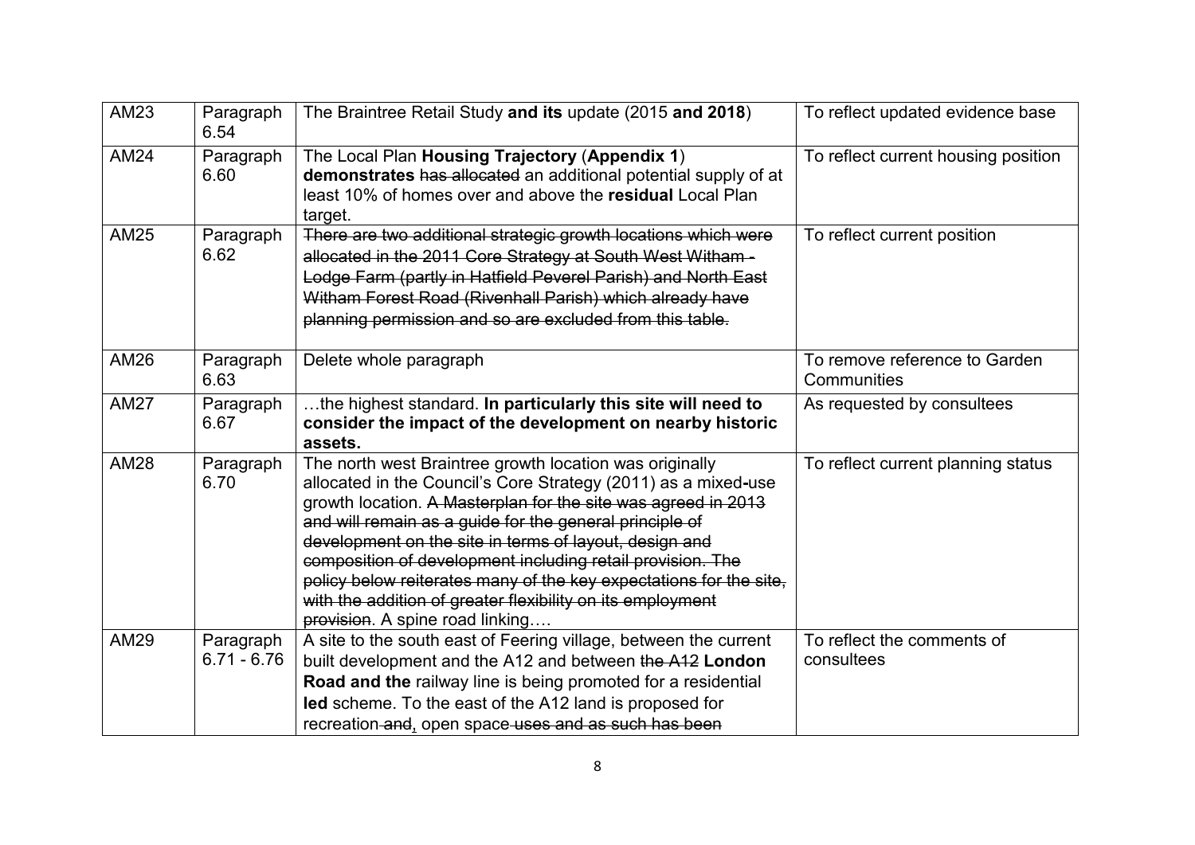| AM23 | Paragraph 6.54 | The Braintree Retail Study **and its** update (2015 **and 2018**) | To reflect updated evidence base |
|---|---|---|---|
| AM24 | Paragraph 6.60 | The Local Plan **Housing Trajectory** (**Appendix 1**) **demonstrates** ~~has allocated~~ an additional potential supply of at least 10% of homes over and above the **residual** Local Plan target. | To reflect current housing position |
| AM25 | Paragraph 6.62 | ~~There are two additional strategic growth locations which were allocated in the 2011 Core Strategy at South West Witham - Lodge Farm (partly in Hatfield Peverel Parish) and North East Witham Forest Road (Rivenhall Parish) which already have planning permission and so are excluded from this table.~~ | To reflect current position |
| AM26 | Paragraph 6.63 | Delete whole paragraph | To remove reference to Garden Communities |
| AM27 | Paragraph 6.67 | …the highest standard. **In particularly this site will need to consider the impact of the development on nearby historic assets.** | As requested by consultees |
| AM28 | Paragraph 6.70 | The north west Braintree growth location was originally allocated in the Council's Core Strategy (2011) as a mixed-use growth location. ~~A Masterplan for the site was agreed in 2013 and will remain as a guide for the general principle of development on the site in terms of layout, design and composition of development including retail provision. The policy below reiterates many of the key expectations for the site, with the addition of greater flexibility on its employment provision~~. A spine road linking…. | To reflect current planning status |
| AM29 | Paragraph 6.71 - 6.76 | A site to the south east of Feering village, between the current built development and the A12 and between ~~the A12~~ **London Road and the** railway line is being promoted for a residential **led** scheme. To the east of the A12 land is proposed for recreation ~~and~~, open space ~~uses and as such has been~~ | To reflect the comments of consultees |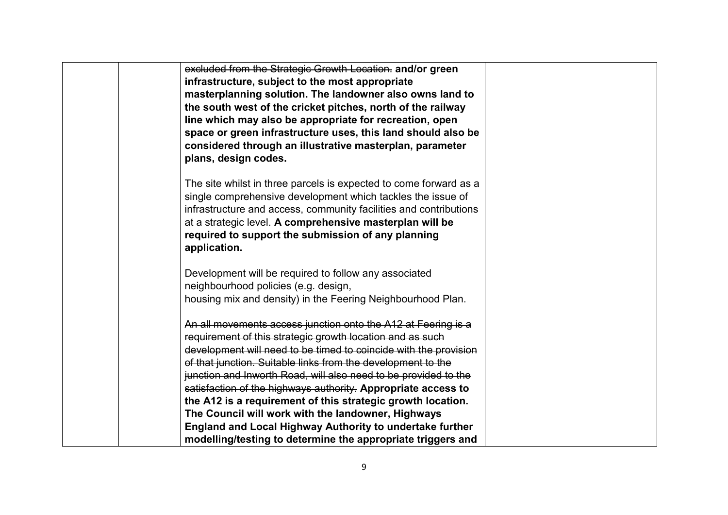| | | ~~excluded from the Strategic Growth Location.~~ **and/or green infrastructure, subject to the most appropriate masterplanning solution. The landowner also owns land to the south west of the cricket pitches, north of the railway line which may also be appropriate for recreation, open space or green infrastructure uses, this land should also be considered through an illustrative masterplan, parameter plans, design codes.**<br><br>The site whilst in three parcels is expected to come forward as a single comprehensive development which tackles the issue of infrastructure and access, community facilities and contributions at a strategic level. **A comprehensive masterplan will be required to support the submission of any planning application.**<br><br>Development will be required to follow any associated neighbourhood policies (e.g. design, housing mix and density) in the Feering Neighbourhood Plan.<br><br>~~An all movements access junction onto the A12 at Feering is a requirement of this strategic growth location and as such development will need to be timed to coincide with the provision of that junction. Suitable links from the development to the junction and Inworth Road, will also need to be provided to the satisfaction of the highways authority.~~ **Appropriate access to the A12 is a requirement of this strategic growth location. The Council will work with the landowner, Highways England and Local Highway Authority to undertake further modelling/testing to determine the appropriate triggers and** | |
|---|---|---|---|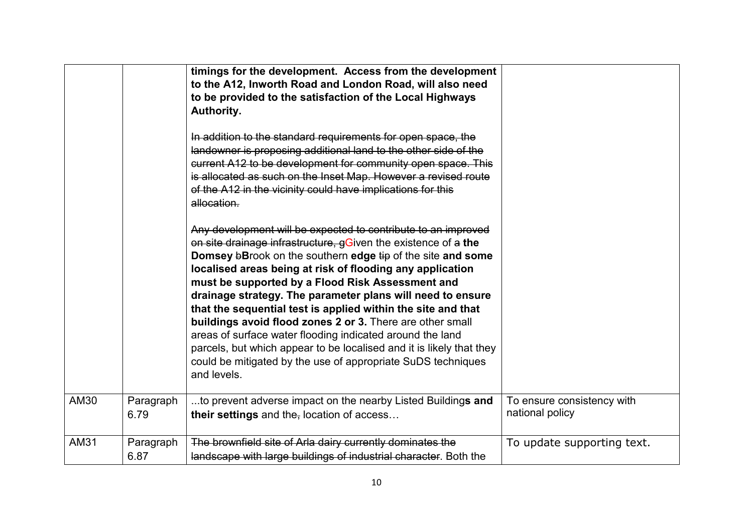|  |  | **timings for the development. Access from the development to the A12, Inworth Road and London Road, will also need to be provided to the satisfaction of the Local Highways Authority.**<br><br>~~In addition to the standard requirements for open space, the landowner is proposing additional land to the other side of the current A12 to be development for community open space. This is allocated as such on the Inset Map. However a revised route of the A12 in the vicinity could have implications for this allocation.~~<br><br>~~Any development will be expected to contribute to an improved on site drainage infrastructure, g~~Given the existence of ~~a~~ **the Domsey** ~~b~~**B**rook on the southern **edge** ~~tip~~ of the site **and some localised areas being at risk of flooding any application must be supported by a Flood Risk Assessment and drainage strategy. The parameter plans will need to ensure that the sequential test is applied within the site and that buildings avoid flood zones 2 or 3.** There are other small areas of surface water flooding indicated around the land parcels, but which appear to be localised and it is likely that they could be mitigated by the use of appropriate SuDS techniques and levels. |  |
|---|---|---|---|
| AM30 | Paragraph 6.79 | ...to prevent adverse impact on the nearby Listed Building**s and their settings** and the~~,~~ location of access… | To ensure consistency with national policy |
| AM31 | Paragraph 6.87 | ~~The brownfield site of Arla dairy currently dominates the landscape with large buildings of industrial character~~. Both the | To update supporting text. |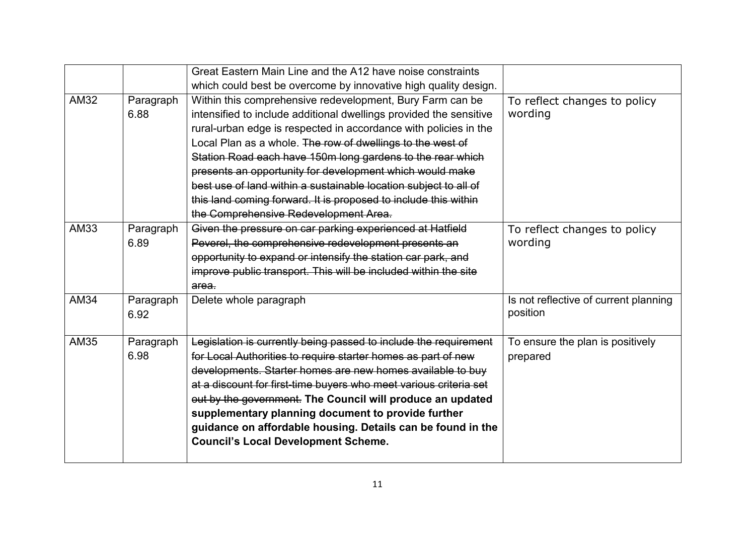| | | | |
|---|---|---|---|
| | | Great Eastern Main Line and the A12 have noise constraints which could best be overcome by innovative high quality design. | |
| AM32 | Paragraph 6.88 | Within this comprehensive redevelopment, Bury Farm can be intensified to include additional dwellings provided the sensitive rural-urban edge is respected in accordance with policies in the Local Plan as a whole. ~~The row of dwellings to the west of Station Road each have 150m long gardens to the rear which presents an opportunity for development which would make best use of land within a sustainable location subject to all of this land coming forward. It is proposed to include this within the Comprehensive Redevelopment Area.~~ | To reflect changes to policy wording |
| AM33 | Paragraph 6.89 | ~~Given the pressure on car parking experienced at Hatfield Peverel, the comprehensive redevelopment presents an opportunity to expand or intensify the station car park, and improve public transport. This will be included within the site area.~~ | To reflect changes to policy wording |
| AM34 | Paragraph 6.92 | Delete whole paragraph | Is not reflective of current planning position |
| AM35 | Paragraph 6.98 | ~~Legislation is currently being passed to include the requirement for Local Authorities to require starter homes as part of new developments. Starter homes are new homes available to buy at a discount for first-time buyers who meet various criteria set out by the government.~~ **The Council will produce an updated supplementary planning document to provide further guidance on affordable housing. Details can be found in the Council's Local Development Scheme.** | To ensure the plan is positively prepared |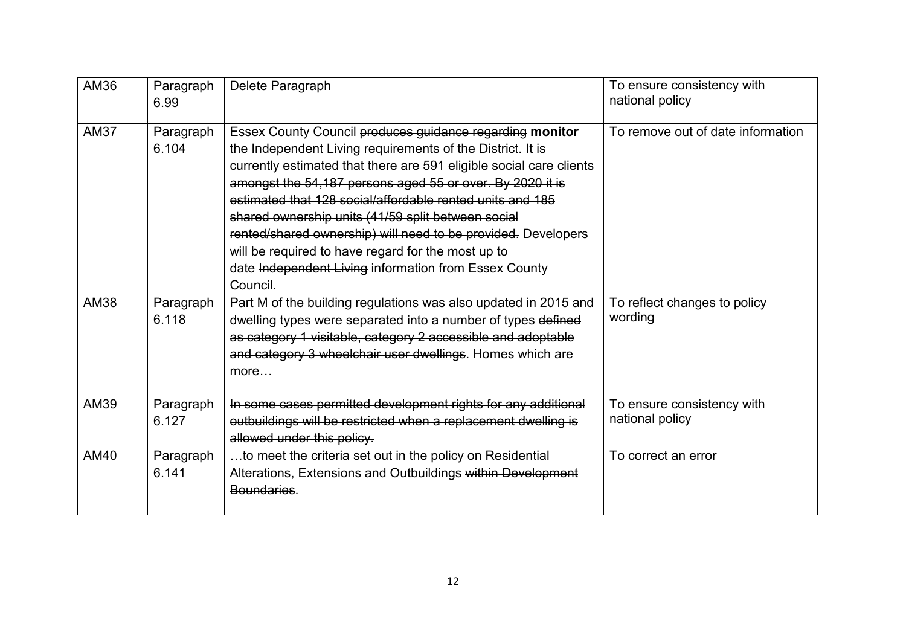| AM36 | Paragraph 6.99 | Delete Paragraph | To ensure consistency with national policy |
|---|---|---|---|
| AM37 | Paragraph 6.104 | Essex County Council ~~produces guidance regarding~~ **monitor** the Independent Living requirements of the District. ~~It is currently estimated that there are 591 eligible social care clients amongst the 54,187 persons aged 55 or over. By 2020 it is estimated that 128 social/affordable rented units and 185 shared ownership units (41/59 split between social rented/shared ownership) will need to be provided.~~ Developers will be required to have regard for the most up to date ~~Independent Living~~ information from Essex County Council. | To remove out of date information |
| AM38 | Paragraph 6.118 | Part M of the building regulations was also updated in 2015 and dwelling types were separated into a number of types ~~defined as category 1 visitable, category 2 accessible and adoptable and category 3 wheelchair user dwellings~~. Homes which are more… | To reflect changes to policy wording |
| AM39 | Paragraph 6.127 | ~~In some cases permitted development rights for any additional outbuildings will be restricted when a replacement dwelling is allowed under this policy.~~ | To ensure consistency with national policy |
| AM40 | Paragraph 6.141 | …to meet the criteria set out in the policy on Residential Alterations, Extensions and Outbuildings ~~within Development Boundaries~~. | To correct an error |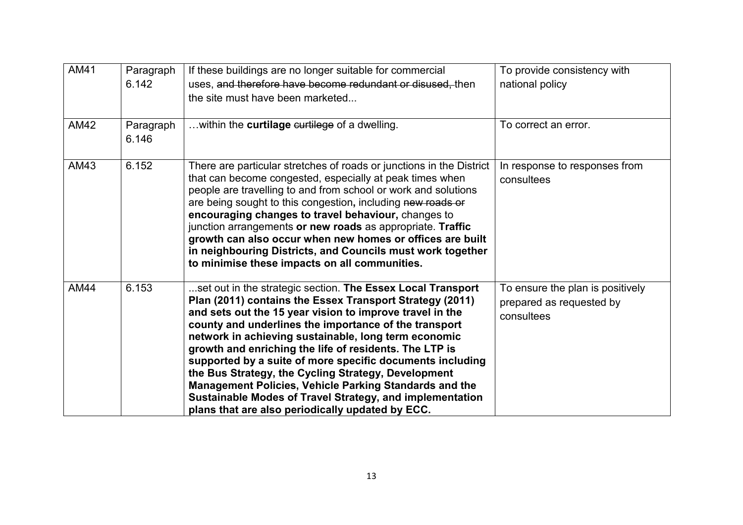| AM41 | Paragraph 6.142 | If these buildings are no longer suitable for commercial uses, ~~and therefore have become redundant or disused,~~ then the site must have been marketed... | To provide consistency with national policy |
|---|---|---|---|
| AM42 | Paragraph 6.146 | …within the **curtilage** ~~curtilege~~ of a dwelling. | To correct an error. |
| AM43 | 6.152 | There are particular stretches of roads or junctions in the District that can become congested, especially at peak times when people are travelling to and from school or work and solutions are being sought to this congestion**,** including ~~new roads or~~ **encouraging changes to travel behaviour,** changes to junction arrangements **or new roads** as appropriate. **Traffic growth can also occur when new homes or offices are built in neighbouring Districts, and Councils must work together to minimise these impacts on all communities.** | In response to responses from consultees |
| AM44 | 6.153 | ...set out in the strategic section. **The Essex Local Transport Plan (2011) contains the Essex Transport Strategy (2011) and sets out the 15 year vision to improve travel in the county and underlines the importance of the transport network in achieving sustainable, long term economic growth and enriching the life of residents. The LTP is supported by a suite of more specific documents including the Bus Strategy, the Cycling Strategy, Development Management Policies, Vehicle Parking Standards and the Sustainable Modes of Travel Strategy, and implementation plans that are also periodically updated by ECC.** | To ensure the plan is positively prepared as requested by consultees |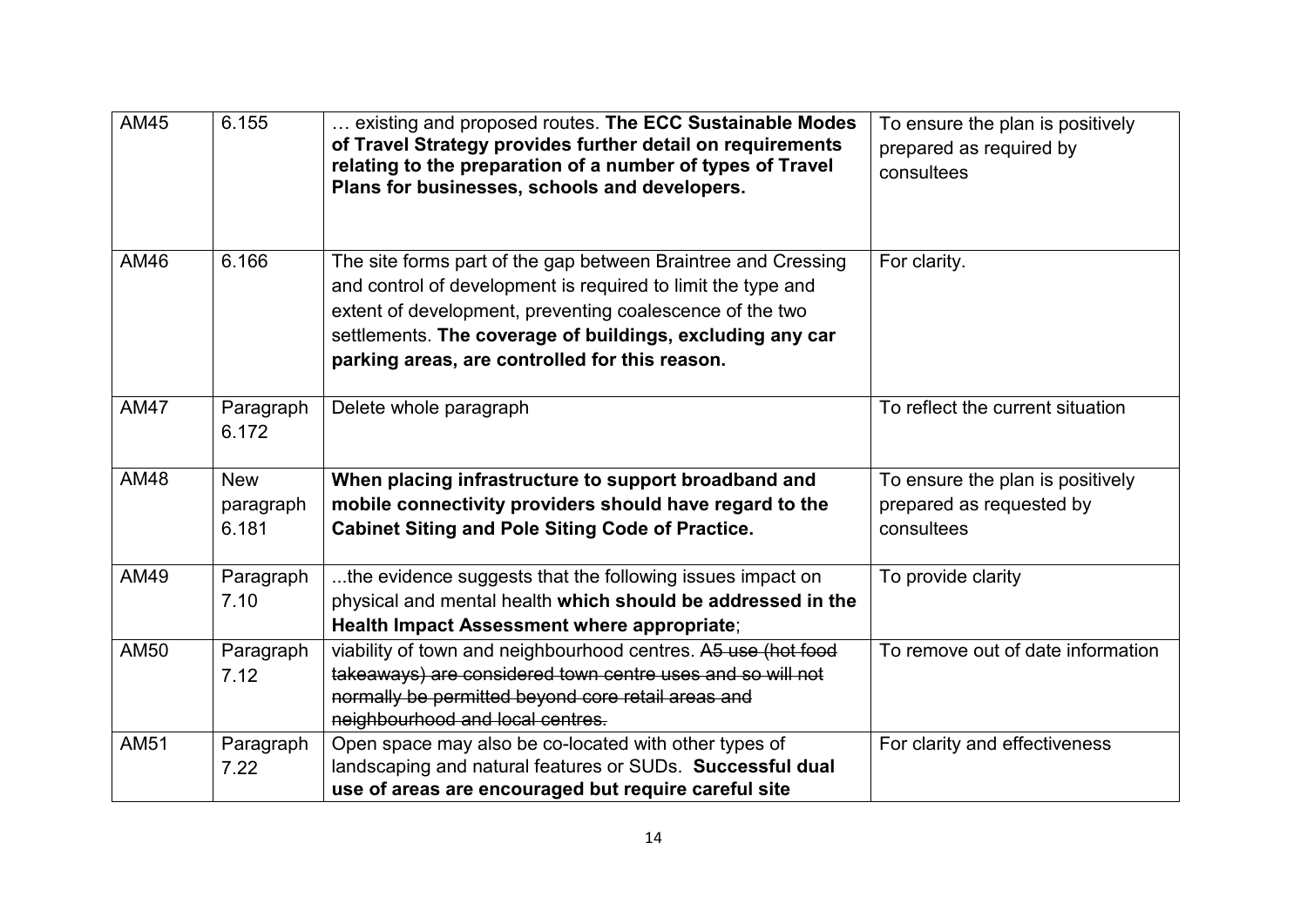| AM45 | 6.155 | … existing and proposed routes. **The ECC Sustainable Modes of Travel Strategy provides further detail on requirements relating to the preparation of a number of types of Travel Plans for businesses, schools and developers.** | To ensure the plan is positively prepared as required by consultees |
|---|---|---|---|
| AM46 | 6.166 | The site forms part of the gap between Braintree and Cressing and control of development is required to limit the type and extent of development, preventing coalescence of the two settlements. **The coverage of buildings, excluding any car parking areas, are controlled for this reason.** | For clarity. |
| AM47 | Paragraph 6.172 | Delete whole paragraph | To reflect the current situation |
| AM48 | New paragraph 6.181 | **When placing infrastructure to support broadband and mobile connectivity providers should have regard to the Cabinet Siting and Pole Siting Code of Practice.** | To ensure the plan is positively prepared as requested by consultees |
| AM49 | Paragraph 7.10 | ...the evidence suggests that the following issues impact on physical and mental health **which should be addressed in the Health Impact Assessment where appropriate**; | To provide clarity |
| AM50 | Paragraph 7.12 | viability of town and neighbourhood centres. ~~A5 use (hot food takeaways) are considered town centre uses and so will not normally be permitted beyond core retail areas and neighbourhood and local centres.~~ | To remove out of date information |
| AM51 | Paragraph 7.22 | Open space may also be co-located with other types of landscaping and natural features or SUDs. **Successful dual use of areas are encouraged but require careful site** | For clarity and effectiveness |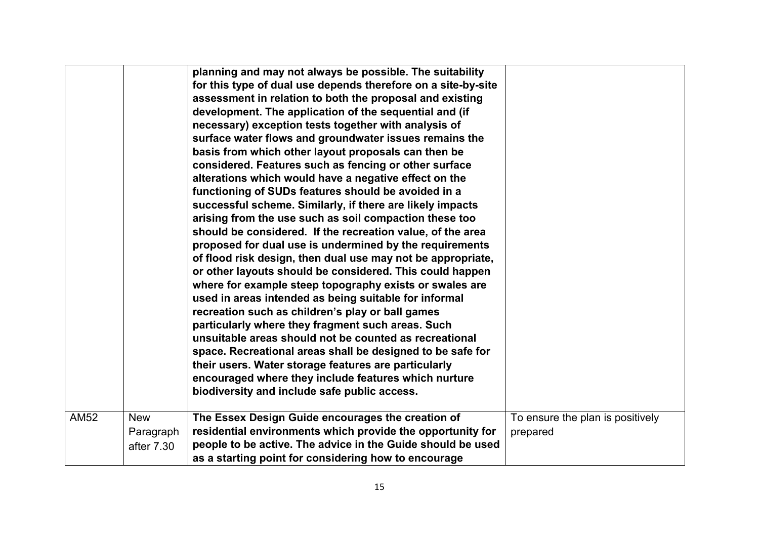| | | | |
|---|---|---|---|
| | | **planning and may not always be possible. The suitability for this type of dual use depends therefore on a site-by-site assessment in relation to both the proposal and existing development. The application of the sequential and (if necessary) exception tests together with analysis of surface water flows and groundwater issues remains the basis from which other layout proposals can then be considered. Features such as fencing or other surface alterations which would have a negative effect on the functioning of SUDs features should be avoided in a successful scheme. Similarly, if there are likely impacts arising from the use such as soil compaction these too should be considered. If the recreation value, of the area proposed for dual use is undermined by the requirements of flood risk design, then dual use may not be appropriate, or other layouts should be considered. This could happen where for example steep topography exists or swales are used in areas intended as being suitable for informal recreation such as children's play or ball games particularly where they fragment such areas. Such unsuitable areas should not be counted as recreational space. Recreational areas shall be designed to be safe for their users. Water storage features are particularly encouraged where they include features which nurture biodiversity and include safe public access.** | |
| AM52 | New Paragraph after 7.30 | **The Essex Design Guide encourages the creation of residential environments which provide the opportunity for people to be active. The advice in the Guide should be used as a starting point for considering how to encourage** | To ensure the plan is positively prepared |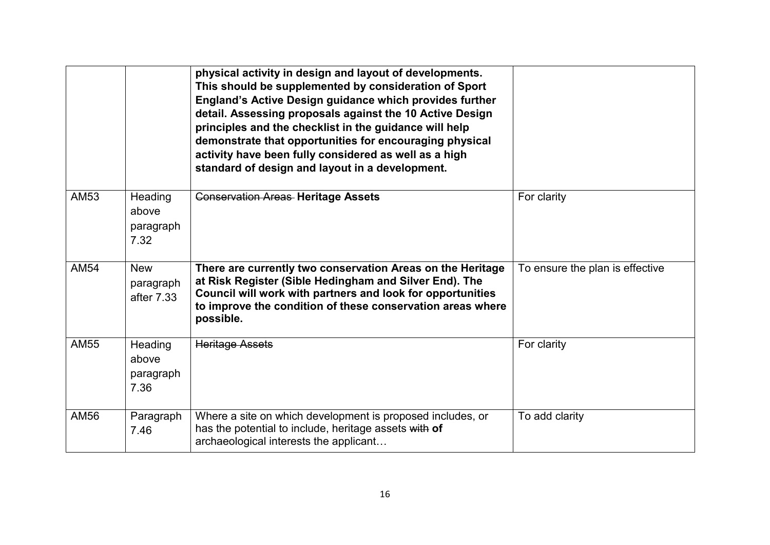| | | | |
|---|---|---|---|
| | | **physical activity in design and layout of developments. This should be supplemented by consideration of Sport England's Active Design guidance which provides further detail. Assessing proposals against the 10 Active Design principles and the checklist in the guidance will help demonstrate that opportunities for encouraging physical activity have been fully considered as well as a high standard of design and layout in a development.** | |
| AM53 | Heading above paragraph 7.32 | ~~Conservation Areas~~ **Heritage Assets** | For clarity |
| AM54 | New paragraph after 7.33 | **There are currently two conservation Areas on the Heritage at Risk Register (Sible Hedingham and Silver End). The Council will work with partners and look for opportunities to improve the condition of these conservation areas where possible.** | To ensure the plan is effective |
| AM55 | Heading above paragraph 7.36 | ~~Heritage Assets~~ | For clarity |
| AM56 | Paragraph 7.46 | Where a site on which development is proposed includes, or has the potential to include, heritage assets ~~with~~ **of** archaeological interests the applicant… | To add clarity |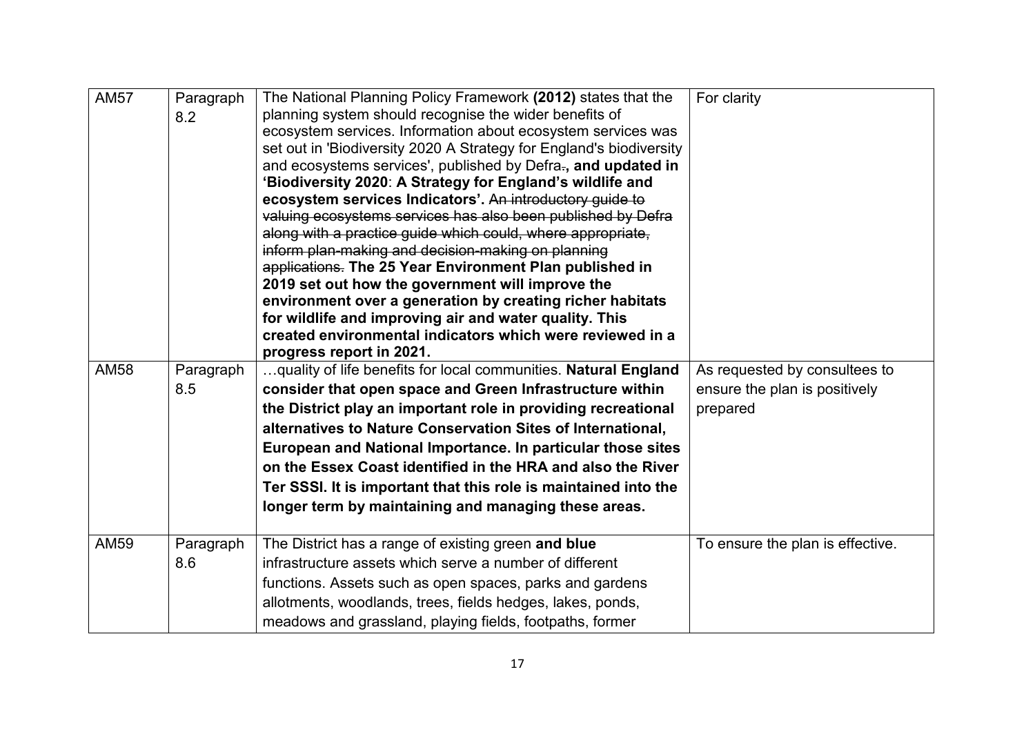| AM57 | Paragraph 8.2 | The National Planning Policy Framework **(2012)** states that the planning system should recognise the wider benefits of ecosystem services. Information about ecosystem services was set out in 'Biodiversity 2020 A Strategy for England's biodiversity and ecosystems services', published by Defra~~.~~**, and updated in 'Biodiversity 2020**: **A Strategy for England's wildlife and ecosystem services Indicators'.** ~~An introductory guide to valuing ecosystems services has also been published by Defra along with a practice guide which could, where appropriate, inform plan-making and decision-making on planning applications.~~ **The 25 Year Environment Plan published in 2019 set out how the government will improve the environment over a generation by creating richer habitats for wildlife and improving air and water quality. This created environmental indicators which were reviewed in a progress report in 2021.** | For clarity |
|---|---|---|---|
| AM58 | Paragraph 8.5 | …quality of life benefits for local communities. **Natural England consider that open space and Green Infrastructure within the District play an important role in providing recreational alternatives to Nature Conservation Sites of International, European and National Importance. In particular those sites on the Essex Coast identified in the HRA and also the River Ter SSSI. It is important that this role is maintained into the longer term by maintaining and managing these areas.** | As requested by consultees to ensure the plan is positively prepared |
| AM59 | Paragraph 8.6 | The District has a range of existing green **and blue** infrastructure assets which serve a number of different functions. Assets such as open spaces, parks and gardens allotments, woodlands, trees, fields hedges, lakes, ponds, meadows and grassland, playing fields, footpaths, former | To ensure the plan is effective. |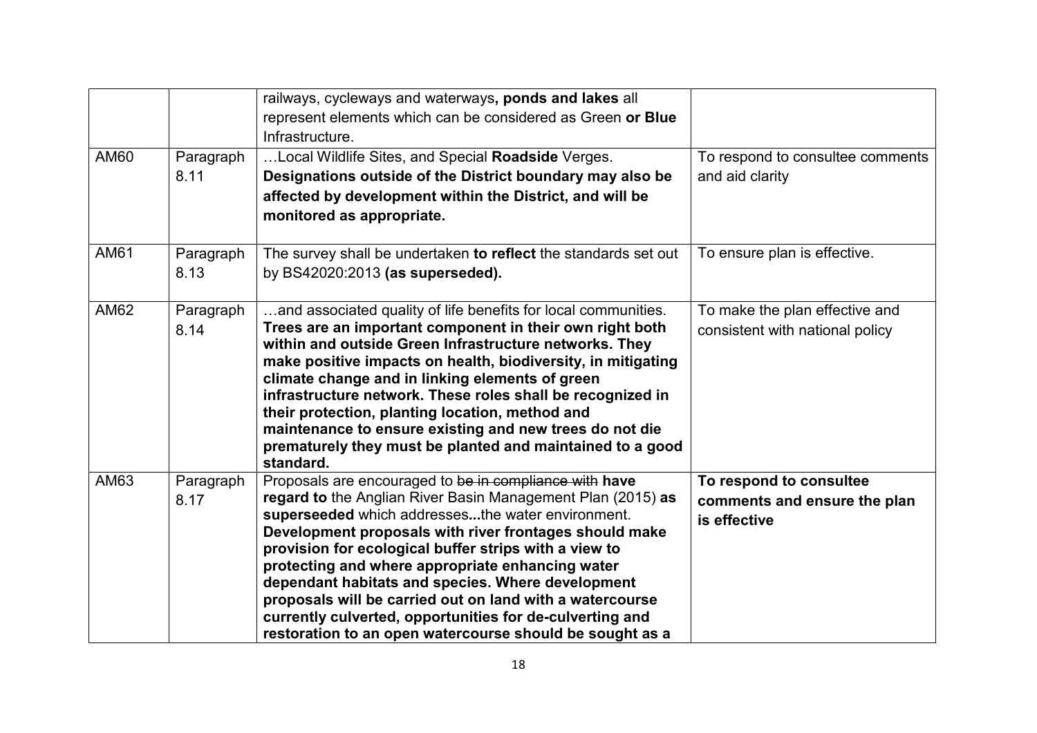| | | | |
|---|---|---|---|
| | | railways, cycleways and waterways**, ponds and lakes** all represent elements which can be considered as Green **or Blue** Infrastructure. | |
| AM60 | Paragraph 8.11 | …Local Wildlife Sites, and Special **Roadside** Verges. **Designations outside of the District boundary may also be affected by development within the District, and will be monitored as appropriate.** | To respond to consultee comments and aid clarity |
| AM61 | Paragraph 8.13 | The survey shall be undertaken **to reflect** the standards set out by BS42020:2013 **(as superseded).** | To ensure plan is effective. |
| AM62 | Paragraph 8.14 | …and associated quality of life benefits for local communities. **Trees are an important component in their own right both within and outside Green Infrastructure networks. They make positive impacts on health, biodiversity, in mitigating climate change and in linking elements of green infrastructure network. These roles shall be recognized in their protection, planting location, method and maintenance to ensure existing and new trees do not die prematurely they must be planted and maintained to a good standard.** | To make the plan effective and consistent with national policy |
| AM63 | Paragraph 8.17 | Proposals are encouraged to ~~be in compliance with~~ **have regard to** the Anglian River Basin Management Plan (2015) **as superseeded** which addresses**...**the water environment. **Development proposals with river frontages should make provision for ecological buffer strips with a view to protecting and where appropriate enhancing water dependant habitats and species. Where development proposals will be carried out on land with a watercourse currently culverted, opportunities for de-culverting and restoration to an open watercourse should be sought as a** | **To respond to consultee comments and ensure the plan is effective** |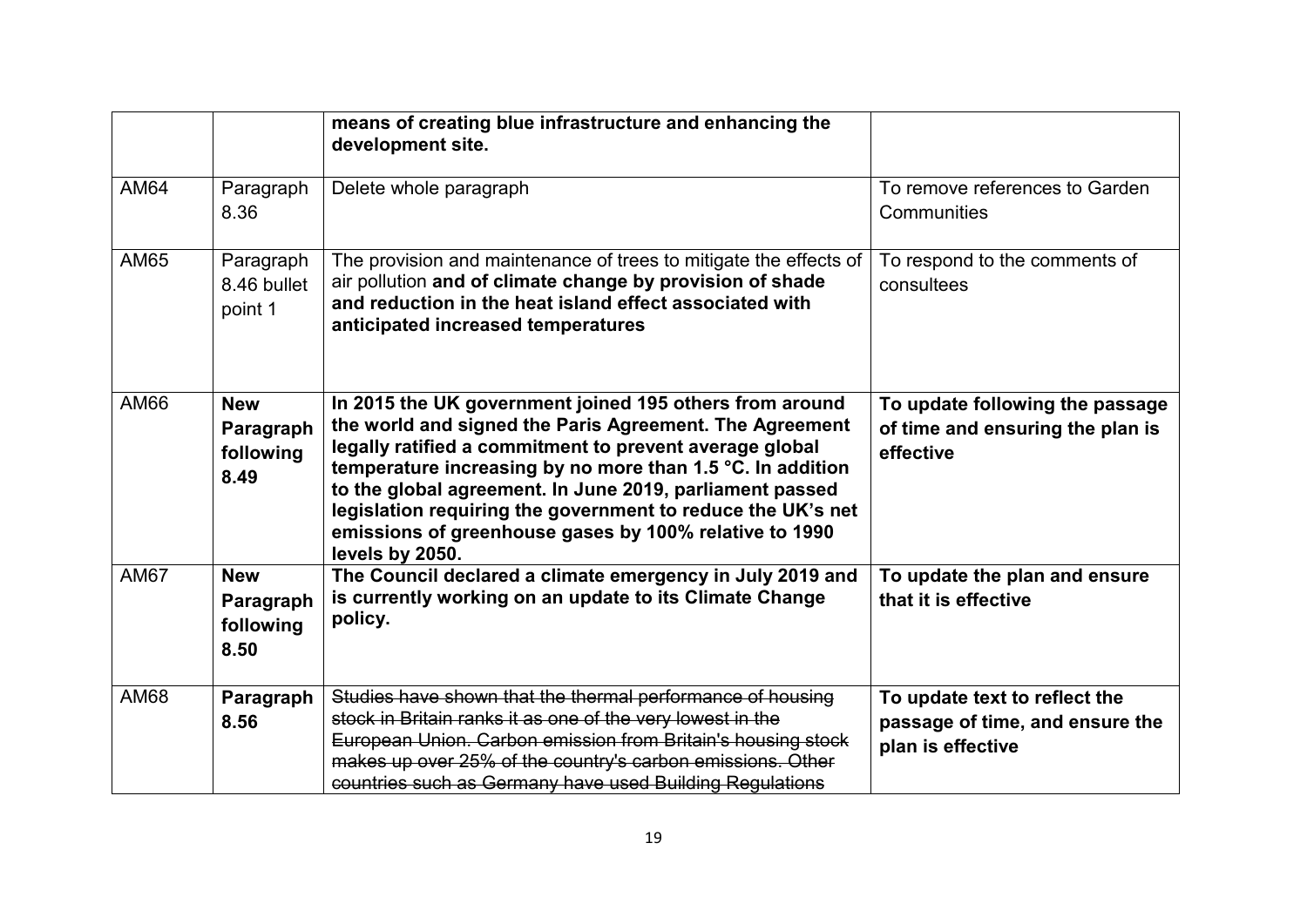| | | | |
|---|---|---|---|
| | | **means of creating blue infrastructure and enhancing the development site.** | |
| AM64 | Paragraph 8.36 | Delete whole paragraph | To remove references to Garden Communities |
| AM65 | Paragraph 8.46 bullet point 1 | The provision and maintenance of trees to mitigate the effects of air pollution **and of climate change by provision of shade and reduction in the heat island effect associated with anticipated increased temperatures** | To respond to the comments of consultees |
| AM66 | **New Paragraph following 8.49** | **In 2015 the UK government joined 195 others from around the world and signed the Paris Agreement. The Agreement legally ratified a commitment to prevent average global temperature increasing by no more than 1.5 °C. In addition to the global agreement. In June 2019, parliament passed legislation requiring the government to reduce the UK's net emissions of greenhouse gases by 100% relative to 1990 levels by 2050.** | **To update following the passage of time and ensuring the plan is effective** |
| AM67 | **New Paragraph following 8.50** | **The Council declared a climate emergency in July 2019 and is currently working on an update to its Climate Change policy.** | **To update the plan and ensure that it is effective** |
| AM68 | **Paragraph 8.56** | ~~Studies have shown that the thermal performance of housing stock in Britain ranks it as one of the very lowest in the European Union. Carbon emission from Britain's housing stock makes up over 25% of the country's carbon emissions. Other countries such as Germany have used Building Regulations~~ | **To update text to reflect the passage of time, and ensure the plan is effective** |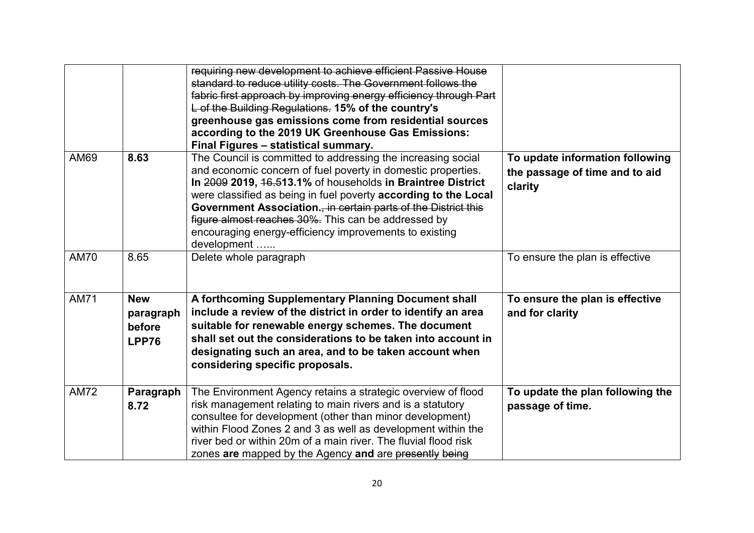| | | | |
|---|---|---|---|
| | | ~~requiring new development to achieve efficient Passive House standard to reduce utility costs. The Government follows the fabric first approach by improving energy efficiency through Part L of the Building Regulations.~~ **15% of the country's greenhouse gas emissions come from residential sources according to the 2019 UK Greenhouse Gas Emissions: Final Figures – statistical summary.** | |
| AM69 | **8.63** | The Council is committed to addressing the increasing social and economic concern of fuel poverty in domestic properties. **In** ~~2009~~ **2019,** ~~16.5~~**13.1%** of households **in Braintree District** were classified as being in fuel poverty **according to the Local Government Association.**~~, in certain parts of the District this figure almost reaches 30%.~~ This can be addressed by encouraging energy-efficiency improvements to existing development …... | **To update information following the passage of time and to aid clarity** |
| AM70 | 8.65 | Delete whole paragraph | To ensure the plan is effective |
| AM71 | **New paragraph before LPP76** | **A forthcoming Supplementary Planning Document shall include a review of the district in order to identify an area suitable for renewable energy schemes. The document shall set out the considerations to be taken into account in designating such an area, and to be taken account when considering specific proposals.** | **To ensure the plan is effective and for clarity** |
| AM72 | **Paragraph 8.72** | The Environment Agency retains a strategic overview of flood risk management relating to main rivers and is a statutory consultee for development (other than minor development) within Flood Zones 2 and 3 as well as development within the river bed or within 20m of a main river. The fluvial flood risk zones **are** mapped by the Agency **and** are ~~presently being~~ | **To update the plan following the passage of time.** |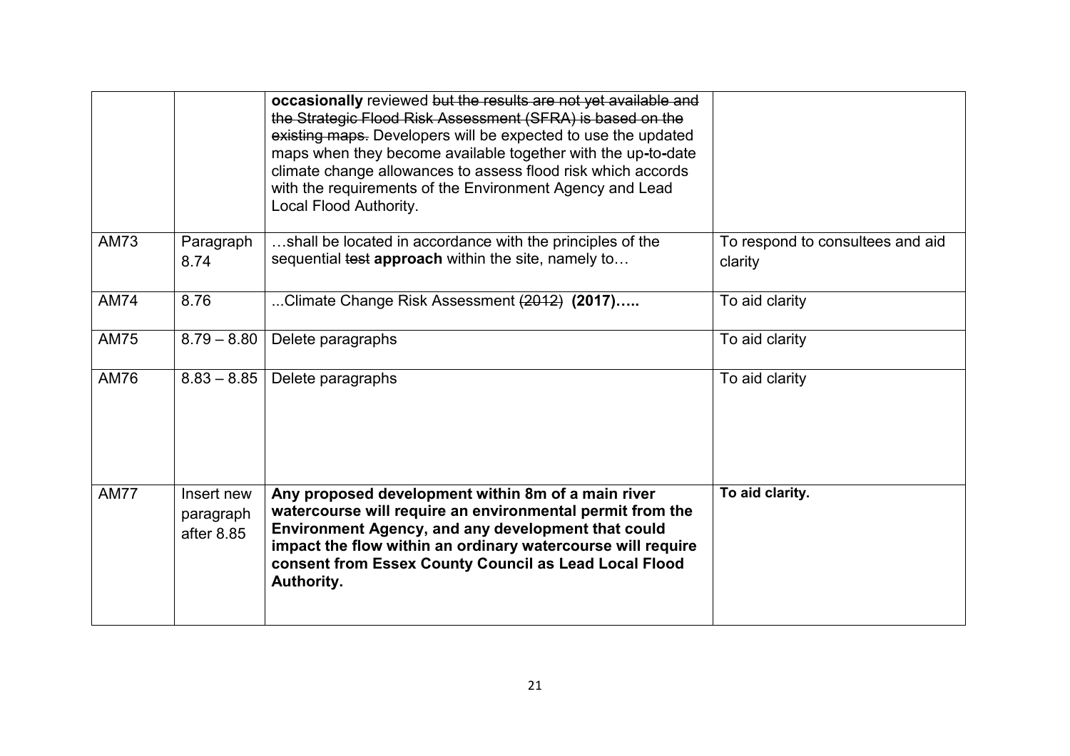| | | | |
|---|---|---|---|
| | | **occasionally** reviewed ~~but the results are not yet available and the Strategic Flood Risk Assessment (SFRA) is based on the existing maps.~~ Developers will be expected to use the updated maps when they become available together with the up**-**to**-**date climate change allowances to assess flood risk which accords with the requirements of the Environment Agency and Lead Local Flood Authority. | |
| AM73 | Paragraph 8.74 | …shall be located in accordance with the principles of the sequential ~~test~~ **approach** within the site, namely to… | To respond to consultees and aid clarity |
| AM74 | 8.76 | ...Climate Change Risk Assessment ~~(2012)~~ **(2017)…..** | To aid clarity |
| AM75 | 8.79 – 8.80 | Delete paragraphs | To aid clarity |
| AM76 | 8.83 – 8.85 | Delete paragraphs | To aid clarity |
| AM77 | Insert new paragraph after 8.85 | **Any proposed development within 8m of a main river watercourse will require an environmental permit from the Environment Agency, and any development that could impact the flow within an ordinary watercourse will require consent from Essex County Council as Lead Local Flood Authority.** | **To aid clarity.** |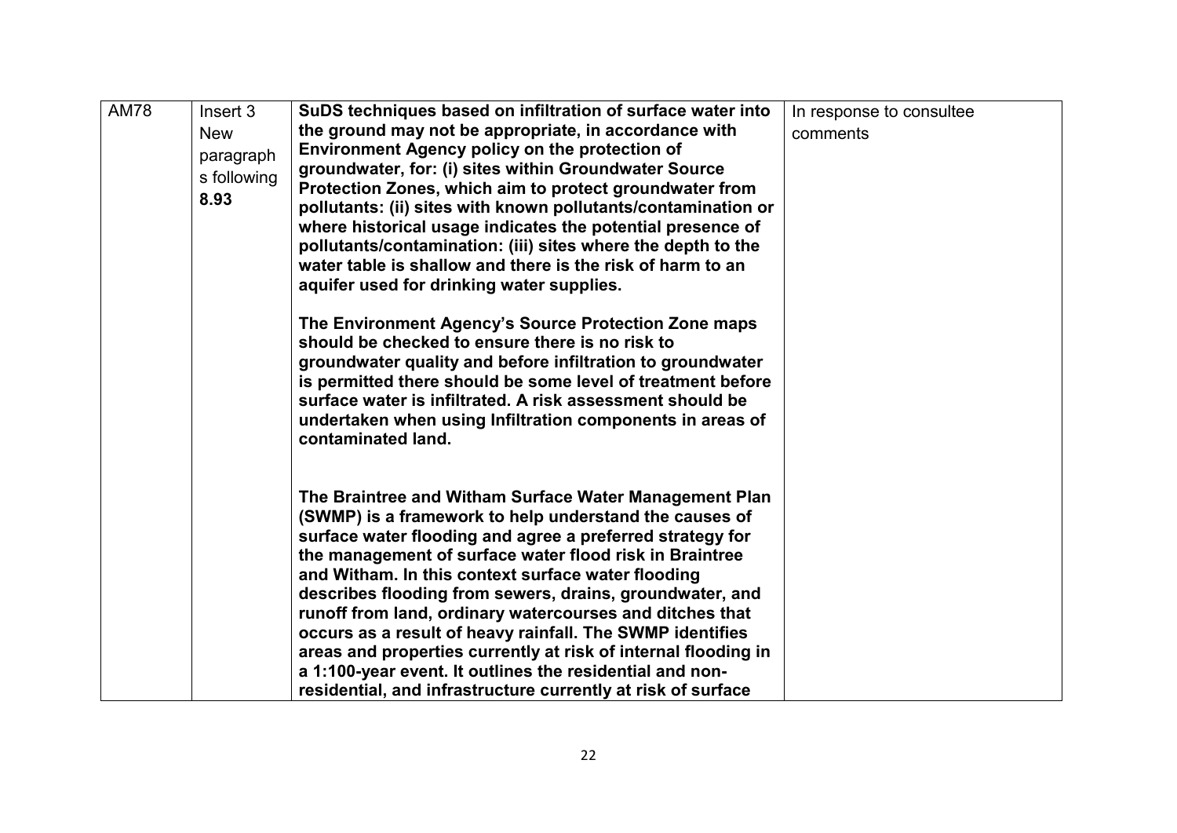| AM78 | Insert 3 New paragraphs following 8.93 | **SuDS techniques based on infiltration of surface water into the ground may not be appropriate, in accordance with Environment Agency policy on the protection of groundwater, for: (i) sites within Groundwater Source Protection Zones, which aim to protect groundwater from pollutants: (ii) sites with known pollutants/contamination or where historical usage indicates the potential presence of pollutants/contamination: (iii) sites where the depth to the water table is shallow and there is the risk of harm to an aquifer used for drinking water supplies.**<br><br>**The Environment Agency's Source Protection Zone maps should be checked to ensure there is no risk to groundwater quality and before infiltration to groundwater is permitted there should be some level of treatment before surface water is infiltrated. A risk assessment should be undertaken when using Infiltration components in areas of contaminated land.**<br><br>**The Braintree and Witham Surface Water Management Plan (SWMP) is a framework to help understand the causes of surface water flooding and agree a preferred strategy for the management of surface water flood risk in Braintree and Witham. In this context surface water flooding describes flooding from sewers, drains, groundwater, and runoff from land, ordinary watercourses and ditches that occurs as a result of heavy rainfall. The SWMP identifies areas and properties currently at risk of internal flooding in a 1:100-year event. It outlines the residential and non-residential, and infrastructure currently at risk of surface** | In response to consultee comments |
|---|---|---|---|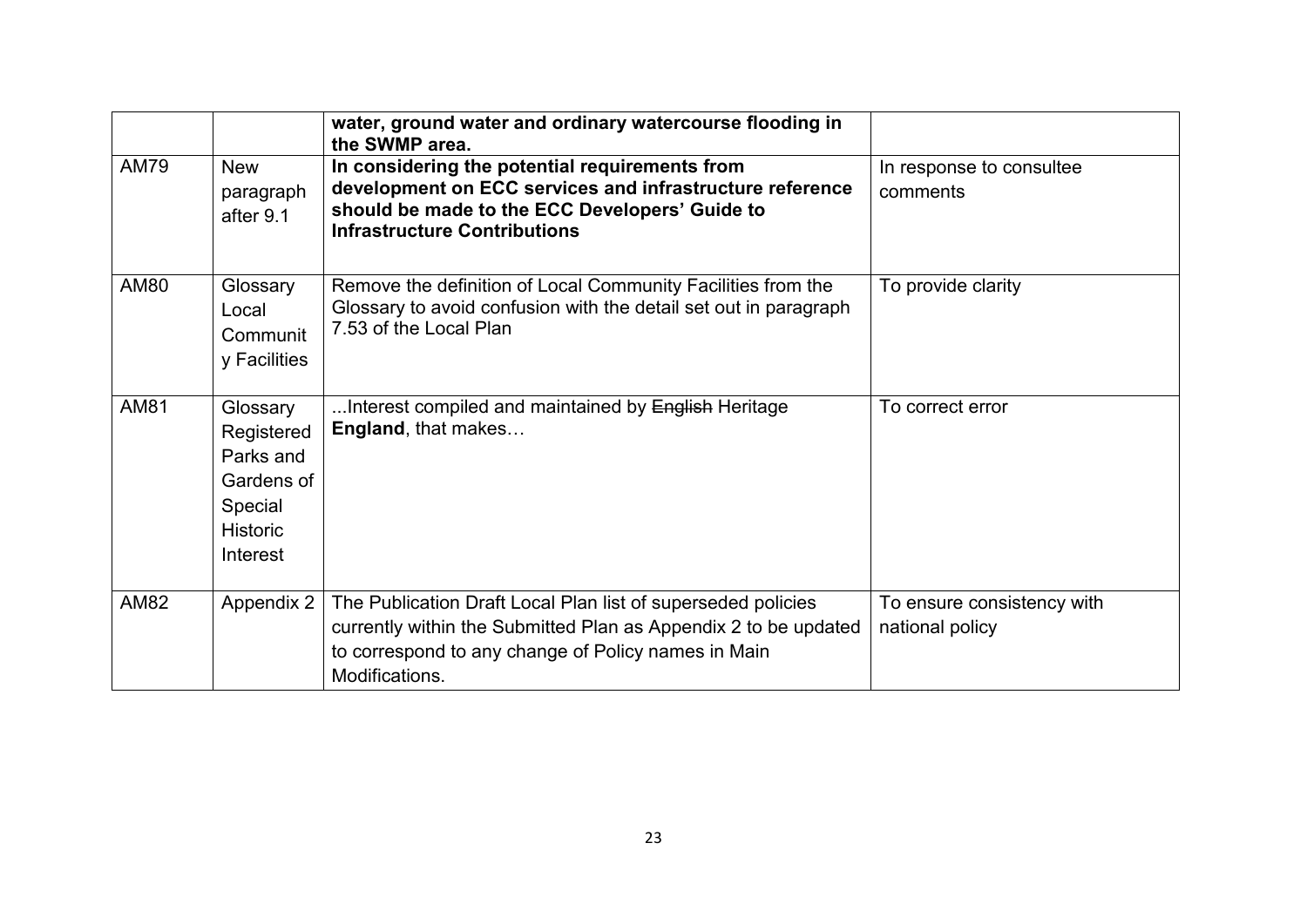| | | | |
|---|---|---|---|
| | | **water, ground water and ordinary watercourse flooding in the SWMP area.** | |
| AM79 | New paragraph after 9.1 | **In considering the potential requirements from development on ECC services and infrastructure reference should be made to the ECC Developers' Guide to Infrastructure Contributions** | In response to consultee comments |
| AM80 | Glossary Local Community Facilities | Remove the definition of Local Community Facilities from the Glossary to avoid confusion with the detail set out in paragraph 7.53 of the Local Plan | To provide clarity |
| AM81 | Glossary Registered Parks and Gardens of Special Historic Interest | ...Interest compiled and maintained by ~~English~~ Heritage **England**, that makes… | To correct error |
| AM82 | Appendix 2 | The Publication Draft Local Plan list of superseded policies currently within the Submitted Plan as Appendix 2 to be updated to correspond to any change of Policy names in Main Modifications. | To ensure consistency with national policy |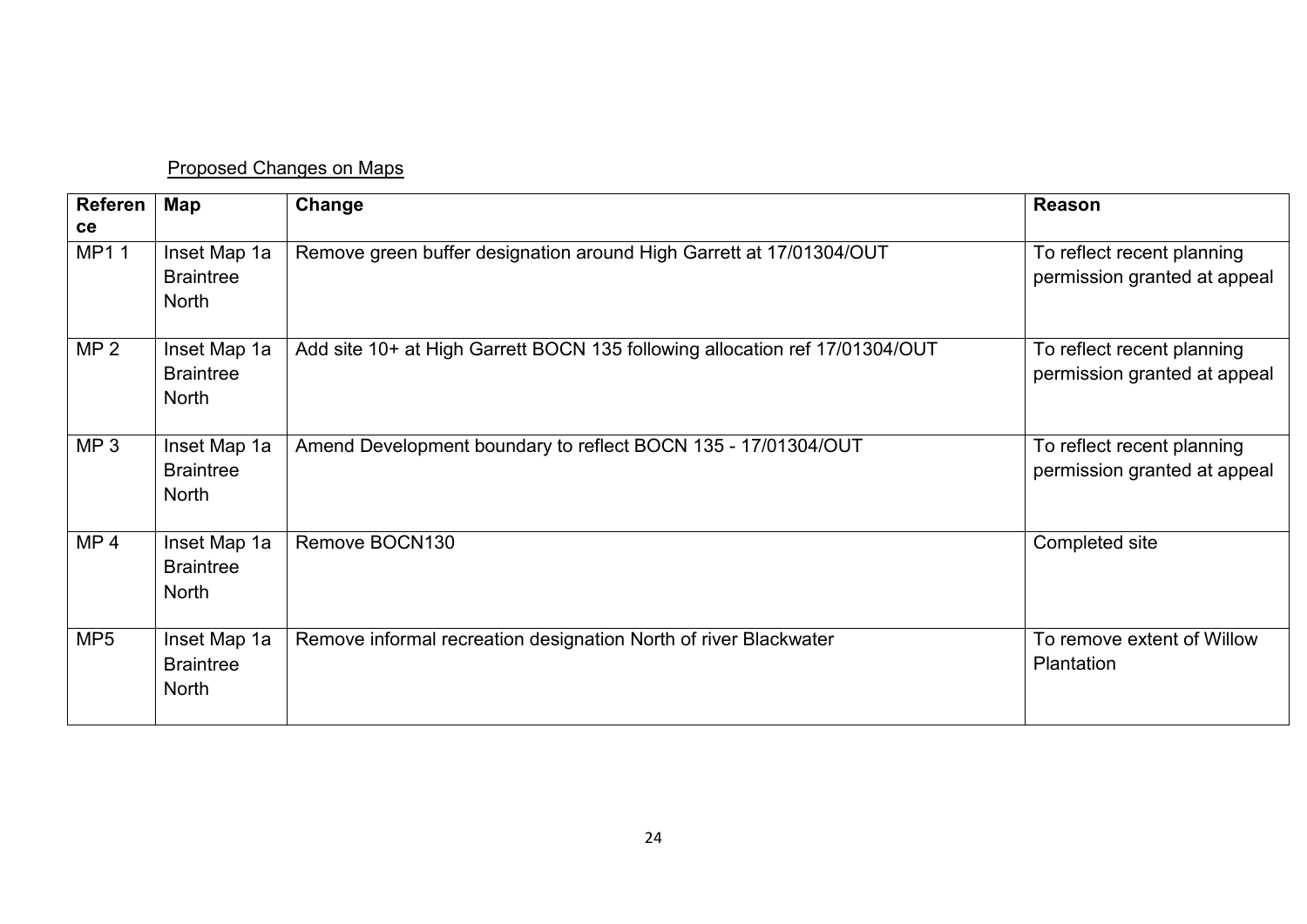Proposed Changes on Maps

| Reference | Map | Change | Reason |
|---|---|---|---|
| MP1 1 | Inset Map 1a Braintree North | Remove green buffer designation around High Garrett at 17/01304/OUT | To reflect recent planning permission granted at appeal |
| MP 2 | Inset Map 1a Braintree North | Add site 10+ at High Garrett BOCN 135 following allocation ref 17/01304/OUT | To reflect recent planning permission granted at appeal |
| MP 3 | Inset Map 1a Braintree North | Amend Development boundary to reflect BOCN 135 - 17/01304/OUT | To reflect recent planning permission granted at appeal |
| MP 4 | Inset Map 1a Braintree North | Remove BOCN130 | Completed site |
| MP5 | Inset Map 1a Braintree North | Remove informal recreation designation North of river Blackwater | To remove extent of Willow Plantation |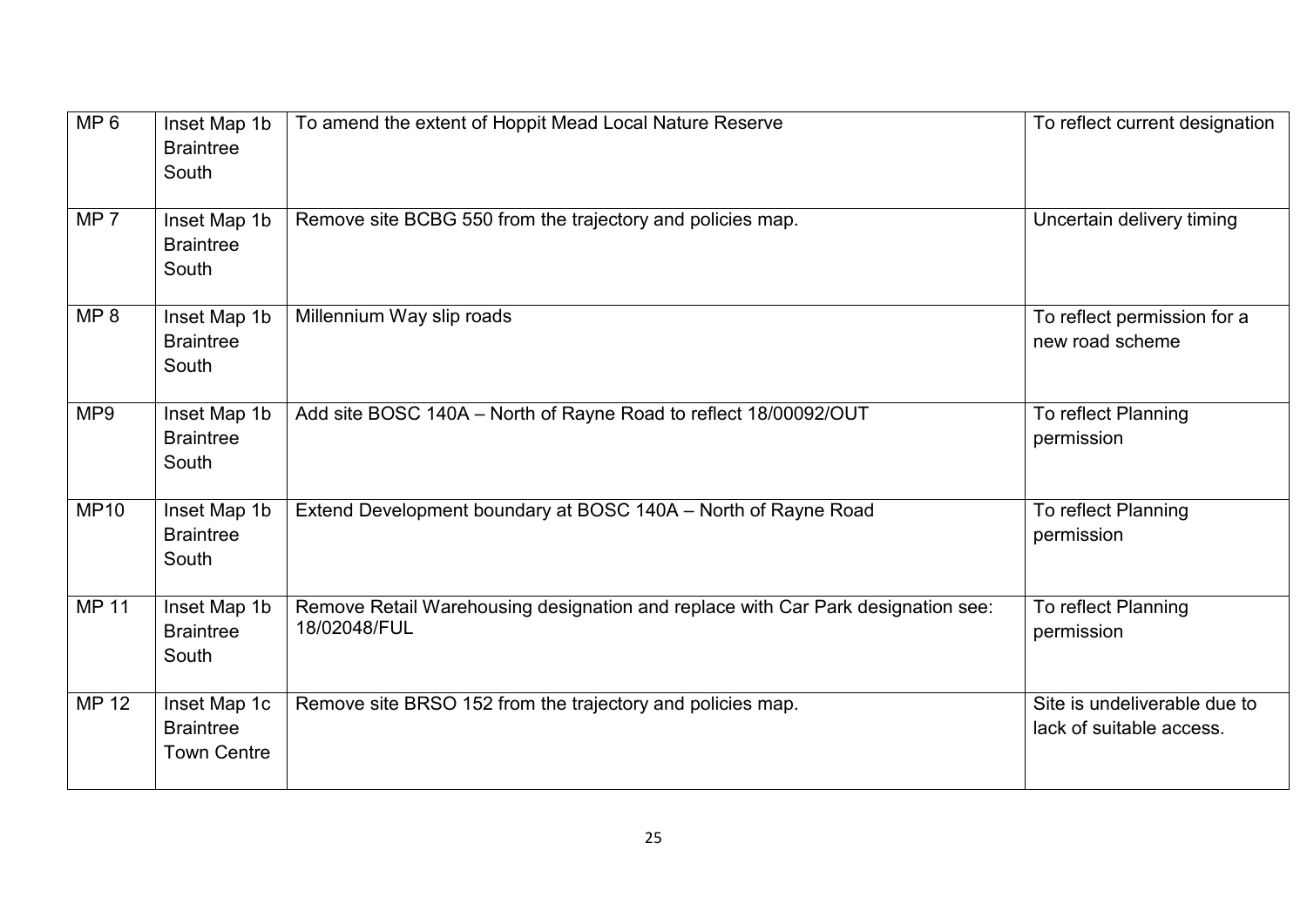| MP 6 | Inset Map 1b Braintree South | To amend the extent of Hoppit Mead Local Nature Reserve | To reflect current designation |
|---|---|---|---|
| MP 7 | Inset Map 1b Braintree South | Remove site BCBG 550 from the trajectory and policies map. | Uncertain delivery timing |
| MP 8 | Inset Map 1b Braintree South | Millennium Way slip roads | To reflect permission for a new road scheme |
| MP9 | Inset Map 1b Braintree South | Add site BOSC 140A – North of Rayne Road to reflect 18/00092/OUT | To reflect Planning permission |
| MP10 | Inset Map 1b Braintree South | Extend Development boundary at BOSC 140A – North of Rayne Road | To reflect Planning permission |
| MP 11 | Inset Map 1b Braintree South | Remove Retail Warehousing designation and replace with Car Park designation see: 18/02048/FUL | To reflect Planning permission |
| MP 12 | Inset Map 1c Braintree Town Centre | Remove site BRSO 152 from the trajectory and policies map. | Site is undeliverable due to lack of suitable access. |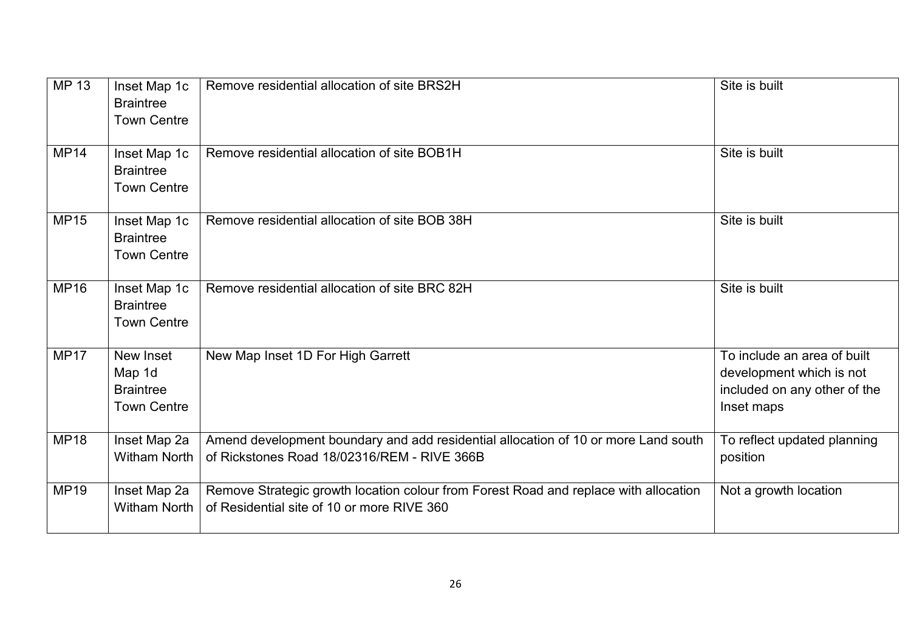| MP 13 | Inset Map 1c Braintree Town Centre | Remove residential allocation of site BRS2H | Site is built |
|---|---|---|---|
| MP14 | Inset Map 1c Braintree Town Centre | Remove residential allocation of site BOB1H | Site is built |
| MP15 | Inset Map 1c Braintree Town Centre | Remove residential allocation of site BOB 38H | Site is built |
| MP16 | Inset Map 1c Braintree Town Centre | Remove residential allocation of site BRC 82H | Site is built |
| MP17 | New Inset Map 1d Braintree Town Centre | New Map Inset 1D For High Garrett | To include an area of built development which is not included on any other of the Inset maps |
| MP18 | Inset Map 2a Witham North | Amend development boundary and add residential allocation of 10 or more Land south of Rickstones Road 18/02316/REM - RIVE 366B | To reflect updated planning position |
| MP19 | Inset Map 2a Witham North | Remove Strategic growth location colour from Forest Road and replace with allocation of Residential site of 10 or more RIVE 360 | Not a growth location |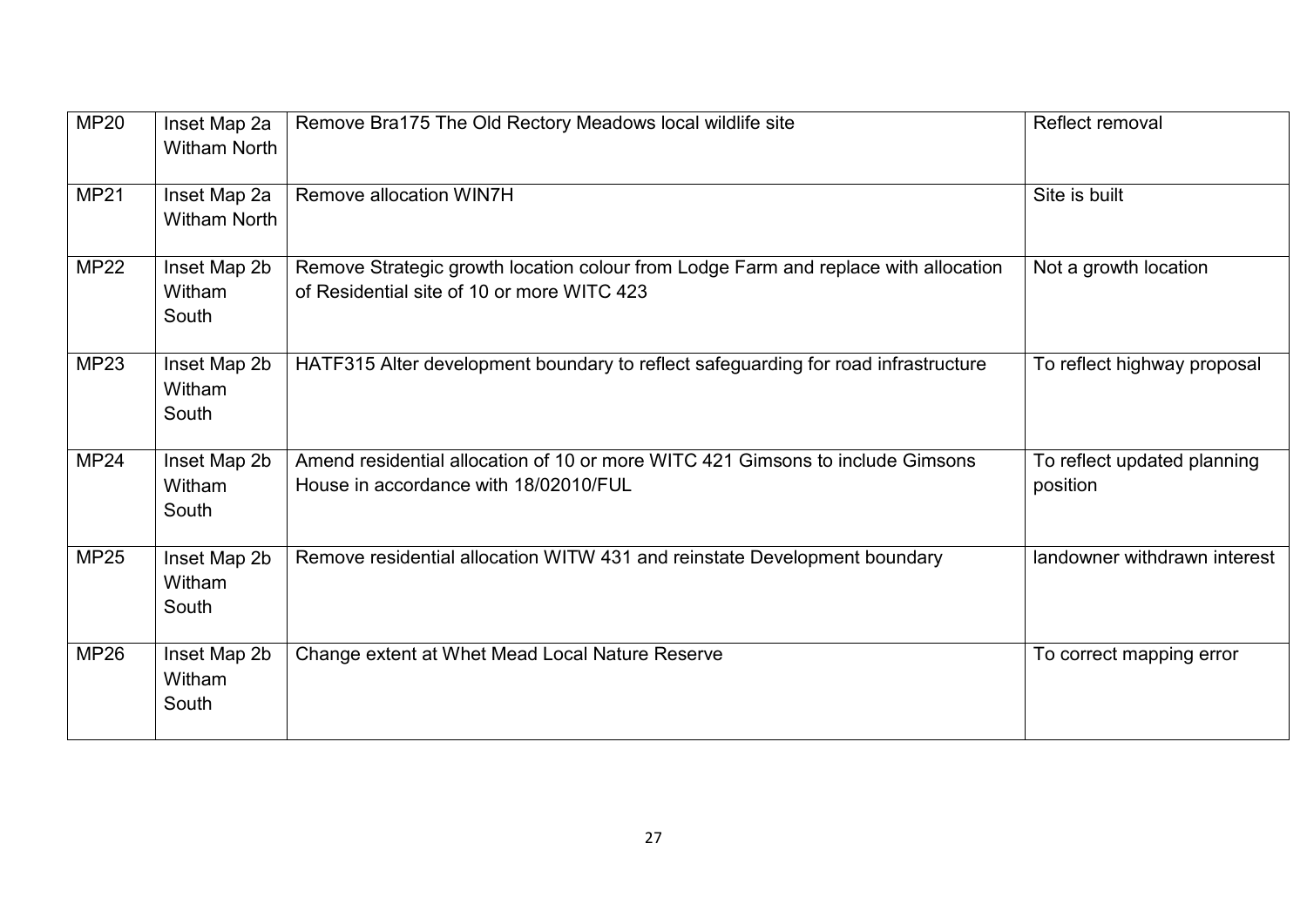| | | | |
|---|---|---|---|
| MP20 | Inset Map 2a Witham North | Remove Bra175 The Old Rectory Meadows local wildlife site | Reflect removal |
| MP21 | Inset Map 2a Witham North | Remove allocation WIN7H | Site is built |
| MP22 | Inset Map 2b Witham South | Remove Strategic growth location colour from Lodge Farm and replace with allocation of Residential site of 10 or more WITC 423 | Not a growth location |
| MP23 | Inset Map 2b Witham South | HATF315 Alter development boundary to reflect safeguarding for road infrastructure | To reflect highway proposal |
| MP24 | Inset Map 2b Witham South | Amend residential allocation of 10 or more WITC 421 Gimsons to include Gimsons House in accordance with 18/02010/FUL | To reflect updated planning position |
| MP25 | Inset Map 2b Witham South | Remove residential allocation WITW 431 and reinstate Development boundary | landowner withdrawn interest |
| MP26 | Inset Map 2b Witham South | Change extent at Whet Mead Local Nature Reserve | To correct mapping error |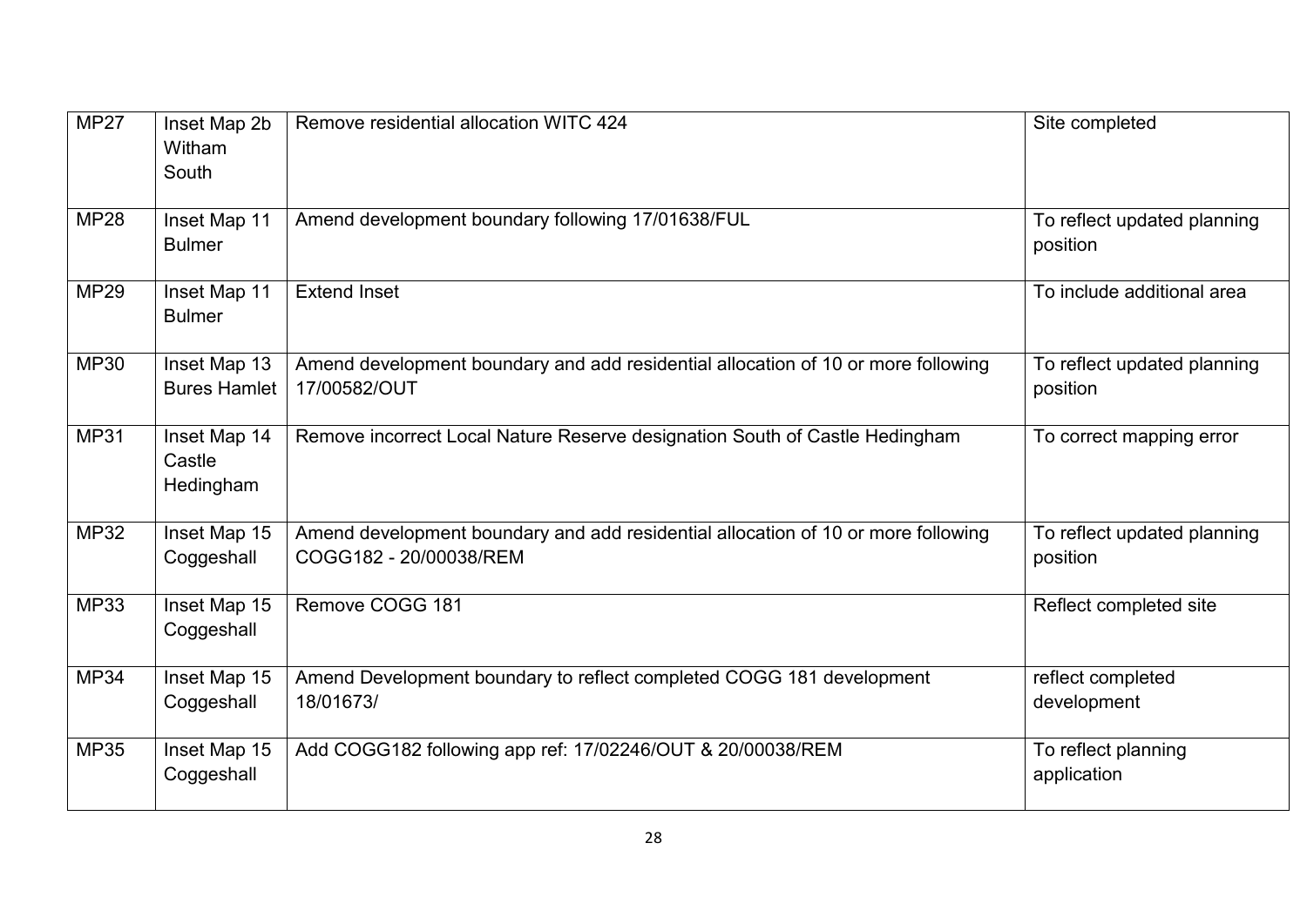| MP27 | Inset Map 2b Witham South | Remove residential allocation WITC 424 | Site completed |
|---|---|---|---|
| MP28 | Inset Map 11 Bulmer | Amend development boundary following 17/01638/FUL | To reflect updated planning position |
| MP29 | Inset Map 11 Bulmer | Extend Inset | To include additional area |
| MP30 | Inset Map 13 Bures Hamlet | Amend development boundary and add residential allocation of 10 or more following 17/00582/OUT | To reflect updated planning position |
| MP31 | Inset Map 14 Castle Hedingham | Remove incorrect Local Nature Reserve designation South of Castle Hedingham | To correct mapping error |
| MP32 | Inset Map 15 Coggeshall | Amend development boundary and add residential allocation of 10 or more following COGG182 - 20/00038/REM | To reflect updated planning position |
| MP33 | Inset Map 15 Coggeshall | Remove COGG 181 | Reflect completed site |
| MP34 | Inset Map 15 Coggeshall | Amend Development boundary to reflect completed COGG 181 development 18/01673/ | reflect completed development |
| MP35 | Inset Map 15 Coggeshall | Add COGG182 following app ref: 17/02246/OUT & 20/00038/REM | To reflect planning application |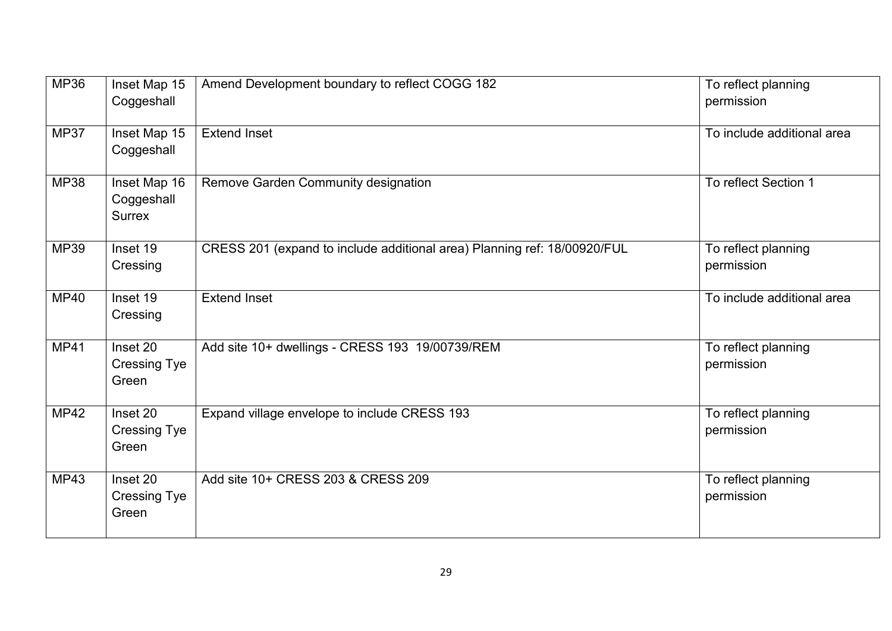| MP36 | Inset Map 15 Coggeshall | Amend Development boundary to reflect COGG 182 | To reflect planning permission |
|---|---|---|---|
| MP37 | Inset Map 15 Coggeshall | Extend Inset | To include additional area |
| MP38 | Inset Map 16 Coggeshall Surrex | Remove Garden Community designation | To reflect Section 1 |
| MP39 | Inset 19 Cressing | CRESS 201 (expand to include additional area) Planning ref: 18/00920/FUL | To reflect planning permission |
| MP40 | Inset 19 Cressing | Extend Inset | To include additional area |
| MP41 | Inset 20 Cressing Tye Green | Add site 10+ dwellings - CRESS 193 19/00739/REM | To reflect planning permission |
| MP42 | Inset 20 Cressing Tye Green | Expand village envelope to include CRESS 193 | To reflect planning permission |
| MP43 | Inset 20 Cressing Tye Green | Add site 10+ CRESS 203 & CRESS 209 | To reflect planning permission |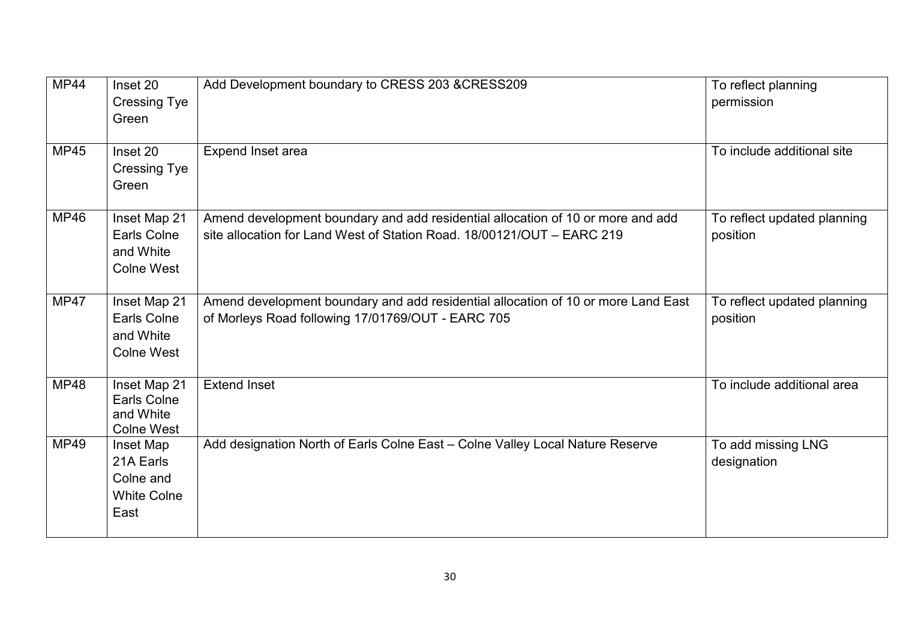| MP44 | Inset 20 Cressing Tye Green | Add Development boundary to CRESS 203 &CRESS209 | To reflect planning permission |
|---|---|---|---|
| MP45 | Inset 20 Cressing Tye Green | Expend Inset area | To include additional site |
| MP46 | Inset Map 21 Earls Colne and White Colne West | Amend development boundary and add residential allocation of 10 or more and add site allocation for Land West of Station Road. 18/00121/OUT – EARC 219 | To reflect updated planning position |
| MP47 | Inset Map 21 Earls Colne and White Colne West | Amend development boundary and add residential allocation of 10 or more Land East of Morleys Road following 17/01769/OUT - EARC 705 | To reflect updated planning position |
| MP48 | Inset Map 21 Earls Colne and White Colne West | Extend Inset | To include additional area |
| MP49 | Inset Map 21A Earls Colne and White Colne East | Add designation North of Earls Colne East – Colne Valley Local Nature Reserve | To add missing LNG designation |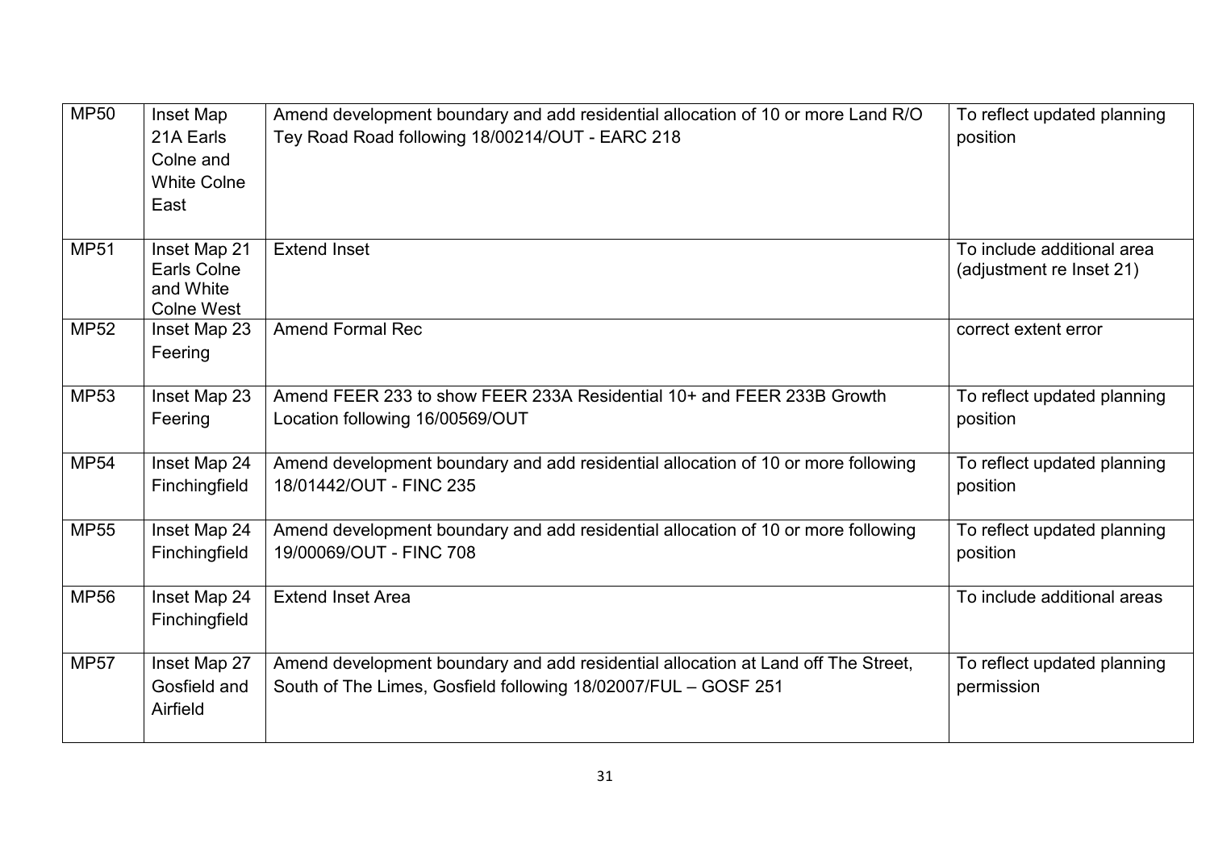| MP50 | Inset Map 21A Earls Colne and White Colne East | Amend development boundary and add residential allocation of 10 or more Land R/O Tey Road Road following 18/00214/OUT - EARC 218 | To reflect updated planning position |
|---|---|---|---|
| MP51 | Inset Map 21 Earls Colne and White Colne West | Extend Inset | To include additional area (adjustment re Inset 21) |
| MP52 | Inset Map 23 Feering | Amend Formal Rec | correct extent error |
| MP53 | Inset Map 23 Feering | Amend FEER 233 to show FEER 233A Residential 10+ and FEER 233B Growth Location following 16/00569/OUT | To reflect updated planning position |
| MP54 | Inset Map 24 Finchingfield | Amend development boundary and add residential allocation of 10 or more following 18/01442/OUT - FINC 235 | To reflect updated planning position |
| MP55 | Inset Map 24 Finchingfield | Amend development boundary and add residential allocation of 10 or more following 19/00069/OUT - FINC 708 | To reflect updated planning position |
| MP56 | Inset Map 24 Finchingfield | Extend Inset Area | To include additional areas |
| MP57 | Inset Map 27 Gosfield and Airfield | Amend development boundary and add residential allocation at Land off The Street, South of The Limes, Gosfield following 18/02007/FUL – GOSF 251 | To reflect updated planning permission |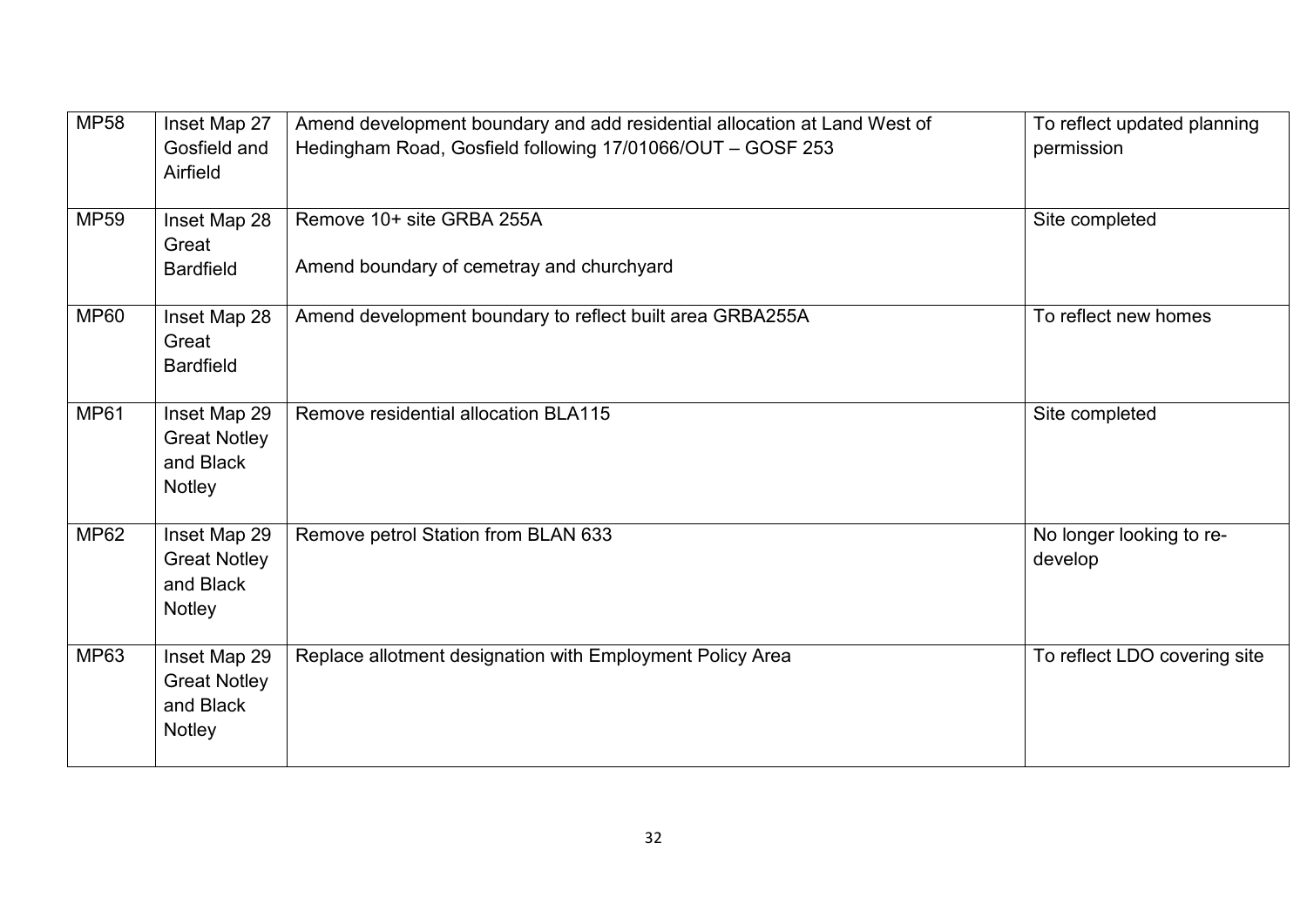| MP58 | Inset Map 27 Gosfield and Airfield | Amend development boundary and add residential allocation at Land West of Hedingham Road, Gosfield following 17/01066/OUT – GOSF 253 | To reflect updated planning permission |
|---|---|---|---|
| MP59 | Inset Map 28 Great Bardfield | Remove 10+ site GRBA 255A<br><br>Amend boundary of cemetray and churchyard | Site completed |
| MP60 | Inset Map 28 Great Bardfield | Amend development boundary to reflect built area GRBA255A | To reflect new homes |
| MP61 | Inset Map 29 Great Notley and Black Notley | Remove residential allocation BLA115 | Site completed |
| MP62 | Inset Map 29 Great Notley and Black Notley | Remove petrol Station from BLAN 633 | No longer looking to re-develop |
| MP63 | Inset Map 29 Great Notley and Black Notley | Replace allotment designation with Employment Policy Area | To reflect LDO covering site |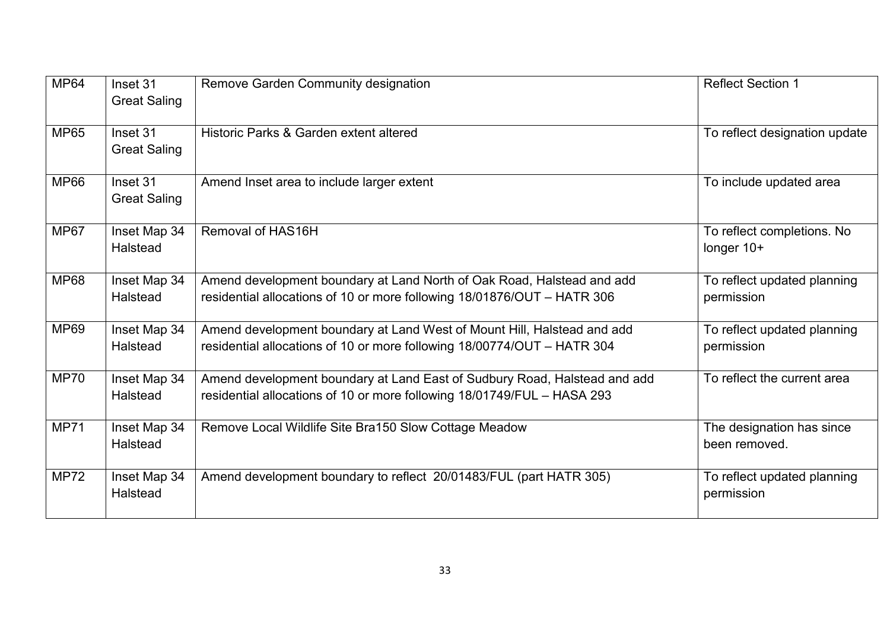| MP64 | Inset 31 Great Saling | Remove Garden Community designation | Reflect Section 1 |
|---|---|---|---|
| MP65 | Inset 31 Great Saling | Historic Parks & Garden extent altered | To reflect designation update |
| MP66 | Inset 31 Great Saling | Amend Inset area to include larger extent | To include updated area |
| MP67 | Inset Map 34 Halstead | Removal of HAS16H | To reflect completions. No longer 10+ |
| MP68 | Inset Map 34 Halstead | Amend development boundary at Land North of Oak Road, Halstead and add residential allocations of 10 or more following 18/01876/OUT – HATR 306 | To reflect updated planning permission |
| MP69 | Inset Map 34 Halstead | Amend development boundary at Land West of Mount Hill, Halstead and add residential allocations of 10 or more following 18/00774/OUT – HATR 304 | To reflect updated planning permission |
| MP70 | Inset Map 34 Halstead | Amend development boundary at Land East of Sudbury Road, Halstead and add residential allocations of 10 or more following 18/01749/FUL – HASA 293 | To reflect the current area |
| MP71 | Inset Map 34 Halstead | Remove Local Wildlife Site Bra150 Slow Cottage Meadow | The designation has since been removed. |
| MP72 | Inset Map 34 Halstead | Amend development boundary to reflect 20/01483/FUL (part HATR 305) | To reflect updated planning permission |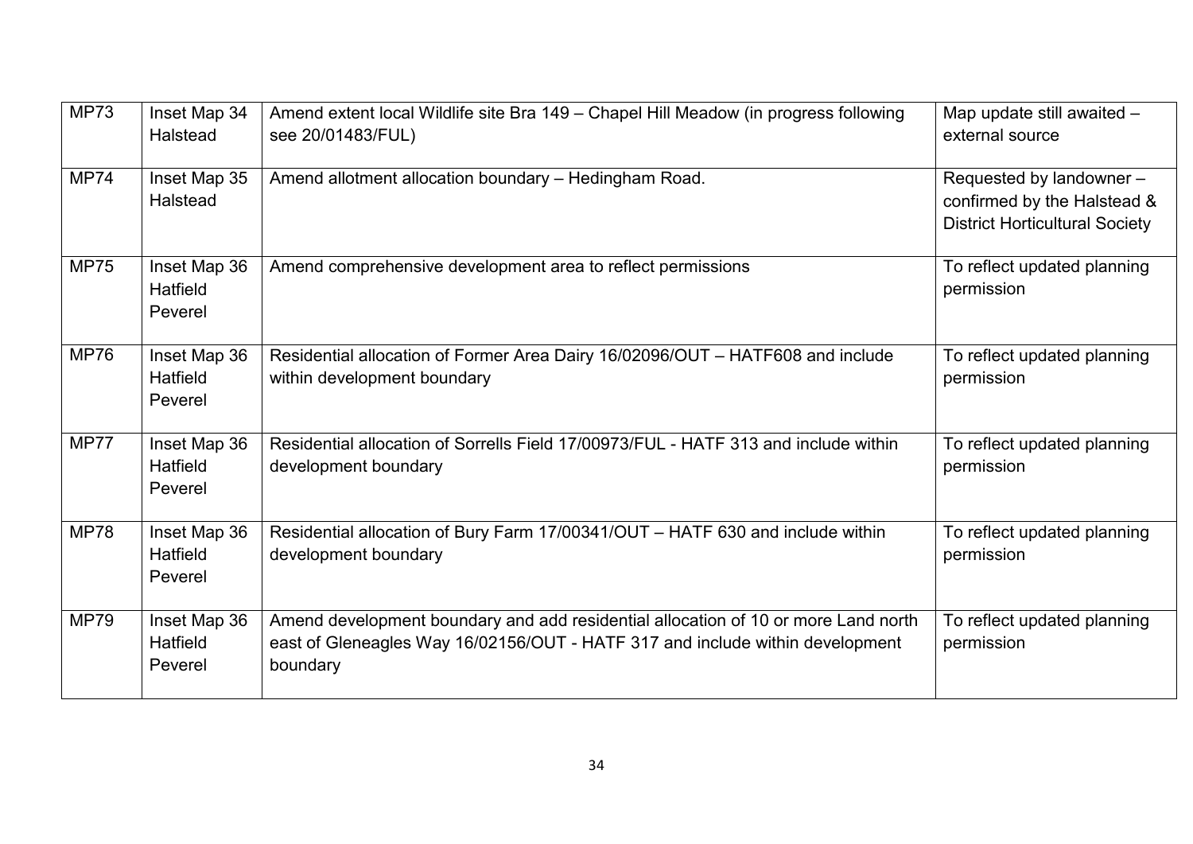| MP73 | Inset Map 34 Halstead | Amend extent local Wildlife site Bra 149 – Chapel Hill Meadow (in progress following see 20/01483/FUL) | Map update still awaited – external source |
|---|---|---|---|
| MP74 | Inset Map 35 Halstead | Amend allotment allocation boundary – Hedingham Road. | Requested by landowner – confirmed by the Halstead & District Horticultural Society |
| MP75 | Inset Map 36 Hatfield Peverel | Amend comprehensive development area to reflect permissions | To reflect updated planning permission |
| MP76 | Inset Map 36 Hatfield Peverel | Residential allocation of Former Area Dairy 16/02096/OUT – HATF608 and include within development boundary | To reflect updated planning permission |
| MP77 | Inset Map 36 Hatfield Peverel | Residential allocation of Sorrells Field 17/00973/FUL - HATF 313 and include within development boundary | To reflect updated planning permission |
| MP78 | Inset Map 36 Hatfield Peverel | Residential allocation of Bury Farm 17/00341/OUT – HATF 630 and include within development boundary | To reflect updated planning permission |
| MP79 | Inset Map 36 Hatfield Peverel | Amend development boundary and add residential allocation of 10 or more Land north east of Gleneagles Way 16/02156/OUT - HATF 317 and include within development boundary | To reflect updated planning permission |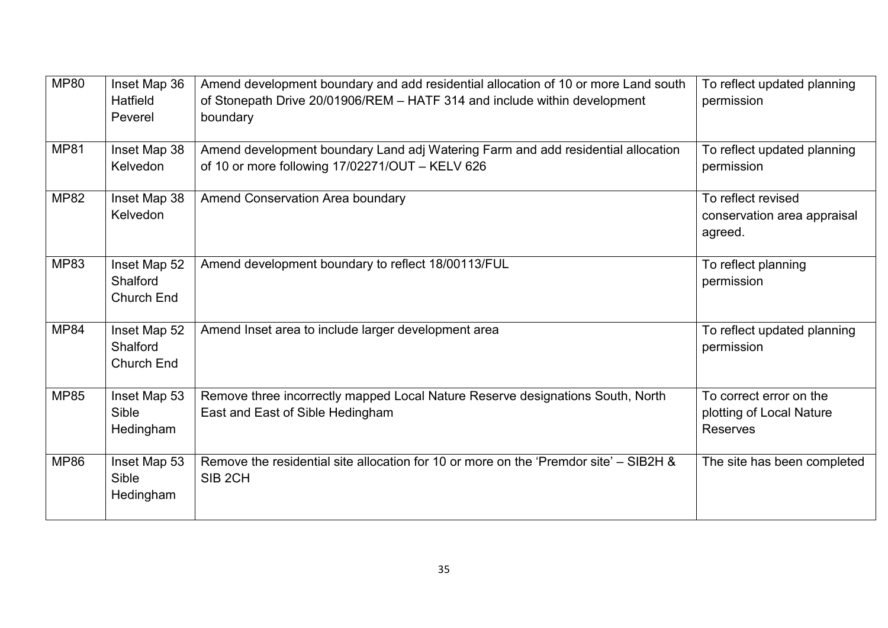| MP80 | Inset Map 36 Hatfield Peverel | Amend development boundary and add residential allocation of 10 or more Land south of Stonepath Drive 20/01906/REM – HATF 314 and include within development boundary | To reflect updated planning permission |
|---|---|---|---|
| MP81 | Inset Map 38 Kelvedon | Amend development boundary Land adj Watering Farm and add residential allocation of 10 or more following 17/02271/OUT – KELV 626 | To reflect updated planning permission |
| MP82 | Inset Map 38 Kelvedon | Amend Conservation Area boundary | To reflect revised conservation area appraisal agreed. |
| MP83 | Inset Map 52 Shalford Church End | Amend development boundary to reflect 18/00113/FUL | To reflect planning permission |
| MP84 | Inset Map 52 Shalford Church End | Amend Inset area to include larger development area | To reflect updated planning permission |
| MP85 | Inset Map 53 Sible Hedingham | Remove three incorrectly mapped Local Nature Reserve designations South, North East and East of Sible Hedingham | To correct error on the plotting of Local Nature Reserves |
| MP86 | Inset Map 53 Sible Hedingham | Remove the residential site allocation for 10 or more on the 'Premdor site' – SIB2H & SIB 2CH | The site has been completed |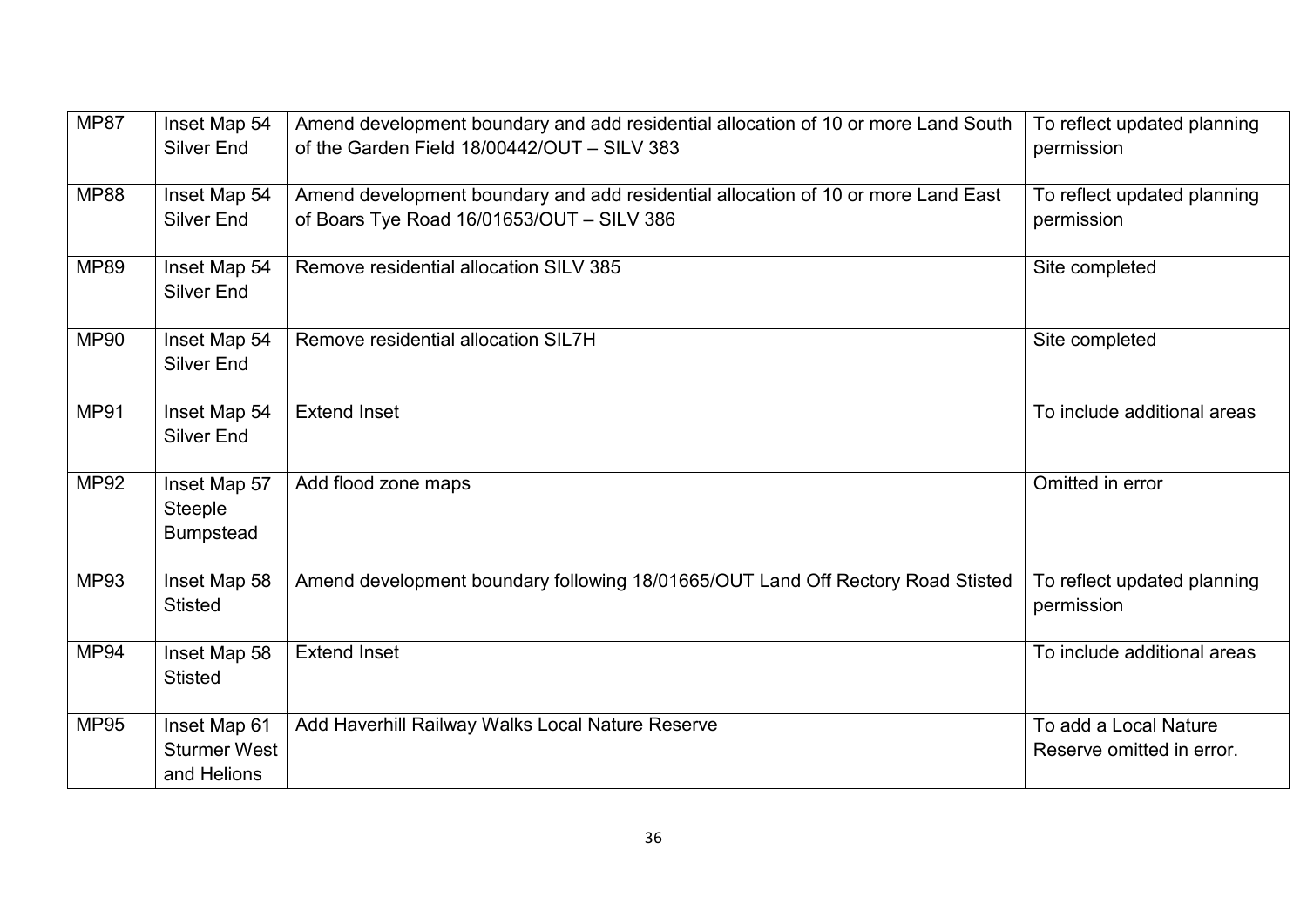| MP87 | Inset Map 54 Silver End | Amend development boundary and add residential allocation of 10 or more Land South of the Garden Field 18/00442/OUT – SILV 383 | To reflect updated planning permission |
|---|---|---|---|
| MP88 | Inset Map 54 Silver End | Amend development boundary and add residential allocation of 10 or more Land East of Boars Tye Road 16/01653/OUT – SILV 386 | To reflect updated planning permission |
| MP89 | Inset Map 54 Silver End | Remove residential allocation SILV 385 | Site completed |
| MP90 | Inset Map 54 Silver End | Remove residential allocation SIL7H | Site completed |
| MP91 | Inset Map 54 Silver End | Extend Inset | To include additional areas |
| MP92 | Inset Map 57 Steeple Bumpstead | Add flood zone maps | Omitted in error |
| MP93 | Inset Map 58 Stisted | Amend development boundary following 18/01665/OUT Land Off Rectory Road Stisted | To reflect updated planning permission |
| MP94 | Inset Map 58 Stisted | Extend Inset | To include additional areas |
| MP95 | Inset Map 61 Sturmer West and Helions | Add Haverhill Railway Walks Local Nature Reserve | To add a Local Nature Reserve omitted in error. |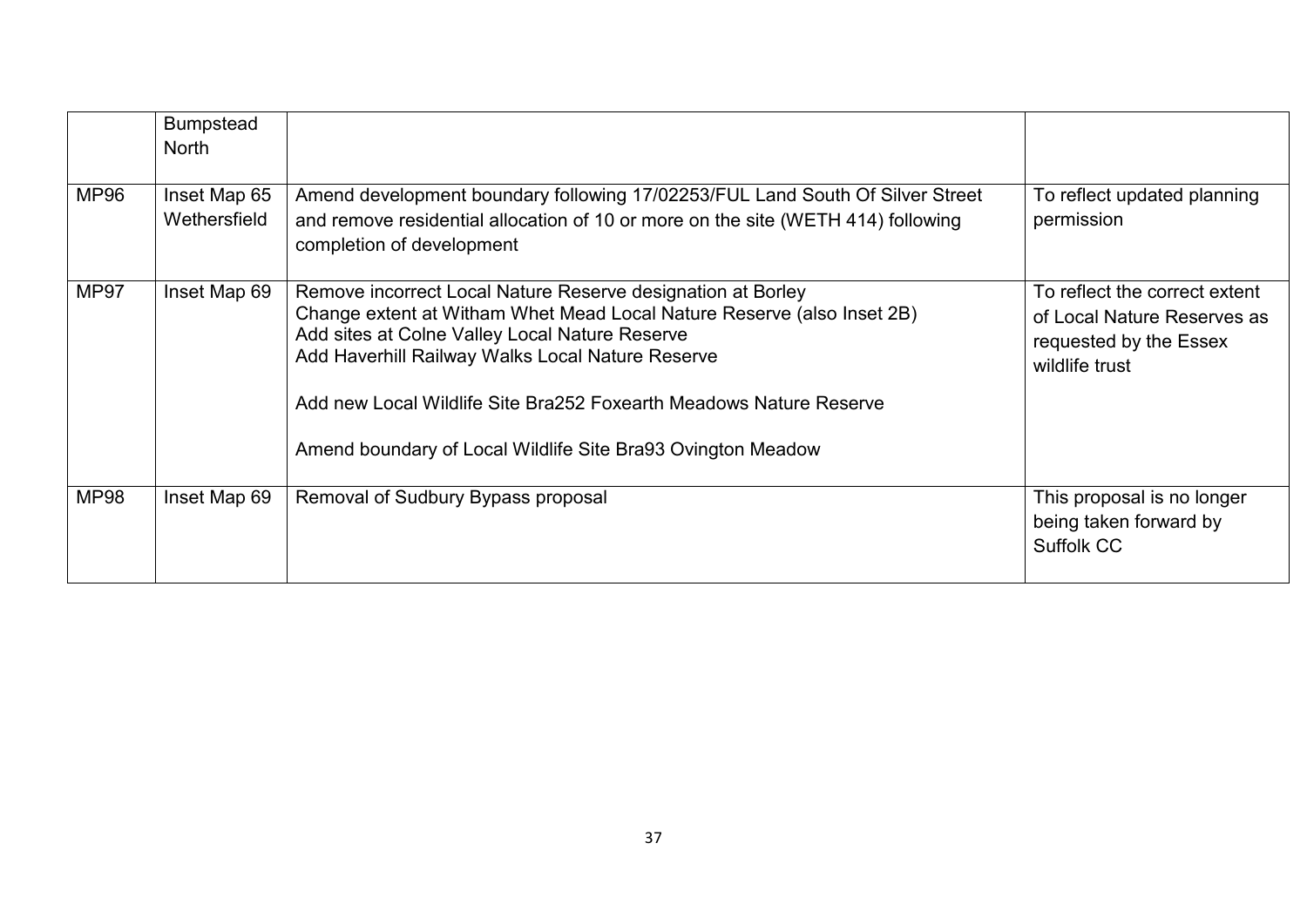| | | | |
|---|---|---|---|
| | Bumpstead North | | |
| MP96 | Inset Map 65 Wethersfield | Amend development boundary following 17/02253/FUL Land South Of Silver Street and remove residential allocation of 10 or more on the site (WETH 414) following completion of development | To reflect updated planning permission |
| MP97 | Inset Map 69 | Remove incorrect Local Nature Reserve designation at Borley<br>Change extent at Witham Whet Mead Local Nature Reserve (also Inset 2B)<br>Add sites at Colne Valley Local Nature Reserve<br>Add Haverhill Railway Walks Local Nature Reserve<br><br>Add new Local Wildlife Site Bra252 Foxearth Meadows Nature Reserve<br><br>Amend boundary of Local Wildlife Site Bra93 Ovington Meadow | To reflect the correct extent of Local Nature Reserves as requested by the Essex wildlife trust |
| MP98 | Inset Map 69 | Removal of Sudbury Bypass proposal | This proposal is no longer being taken forward by Suffolk CC |